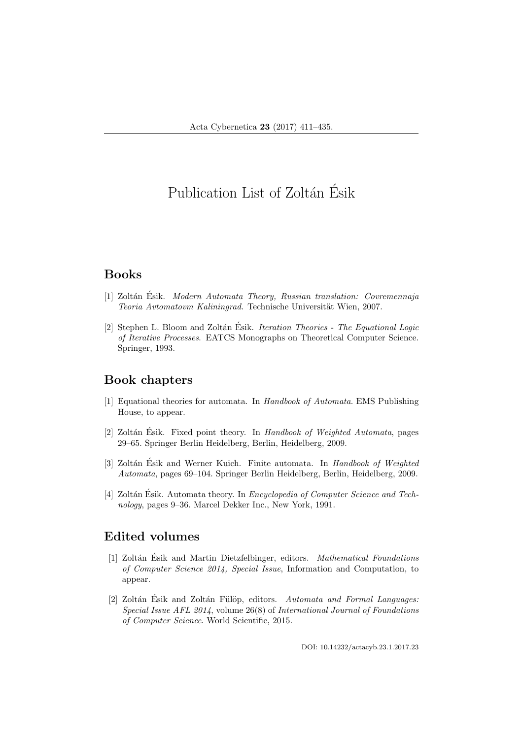# Publication List of Zoltán Ésik

## Books

[1] Zoltán Ésik. *Modern Automata Theory, Russian translation: Covremennaja Teoria Avtomatovm Kaliningrad*. Technische Universität Wien, 2007.

[2] Stephen L. Bloom and Zoltán Ésik. *Iteration Theories - The Equational Logic of Iterative Processes*. EATCS Monographs on Theoretical Computer Science. Springer, 1993.

## Book chapters

[1] Equational theories for automata. In *Handbook of Automata*. EMS Publishing House, to appear.

[2] Zoltán Ésik. Fixed point theory. In *Handbook of Weighted Automata*, pages 29–65. Springer Berlin Heidelberg, Berlin, Heidelberg, 2009.

[3] Zoltán Ésik and Werner Kuich. Finite automata. In *Handbook of Weighted Automata*, pages 69–104. Springer Berlin Heidelberg, Berlin, Heidelberg, 2009.

[4] Zoltán Ésik. Automata theory. In *Encyclopedia of Computer Science and Technology*, pages 9–36. Marcel Dekker Inc., New York, 1991.

## Edited volumes

[1] Zoltán Ésik and Martin Dietzfelbinger, editors. *Mathematical Foundations of Computer Science 2014, Special Issue*, Information and Computation, to appear.

[2] Zoltán Ésik and Zoltán Fülöp, editors. *Automata and Formal Languages: Special Issue AFL 2014*, volume 26(8) of *International Journal of Foundations of Computer Science*. World Scientific, 2015.

DOI: 10.14232/actacyb.23.1.2017.23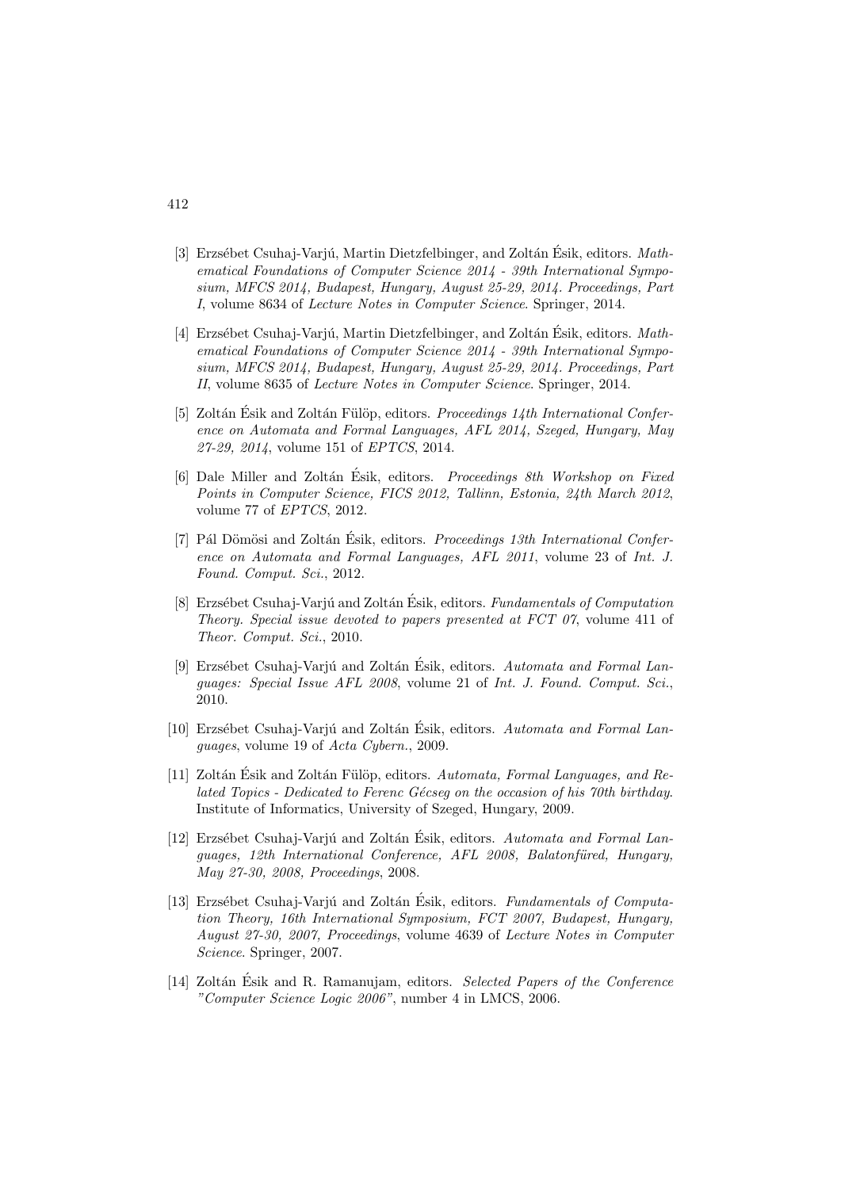[3] Erzsébet Csuhaj-Varjú, Martin Dietzfelbinger, and Zoltán Ésik, editors. *Mathematical Foundations of Computer Science 2014 - 39th International Symposium, MFCS 2014, Budapest, Hungary, August 25-29, 2014. Proceedings, Part I*, volume 8634 of *Lecture Notes in Computer Science*. Springer, 2014.

[4] Erzsébet Csuhaj-Varjú, Martin Dietzfelbinger, and Zoltán Ésik, editors. *Mathematical Foundations of Computer Science 2014 - 39th International Symposium, MFCS 2014, Budapest, Hungary, August 25-29, 2014. Proceedings, Part II*, volume 8635 of *Lecture Notes in Computer Science*. Springer, 2014.

[5] Zoltán Ésik and Zoltán Fülöp, editors. *Proceedings 14th International Conference on Automata and Formal Languages, AFL 2014, Szeged, Hungary, May 27-29, 2014*, volume 151 of *EPTCS*, 2014.

[6] Dale Miller and Zoltán Ésik, editors. *Proceedings 8th Workshop on Fixed Points in Computer Science, FICS 2012, Tallinn, Estonia, 24th March 2012*, volume 77 of *EPTCS*, 2012.

[7] Pál Dömösi and Zoltán Ésik, editors. *Proceedings 13th International Conference on Automata and Formal Languages, AFL 2011*, volume 23 of *Int. J. Found. Comput. Sci.*, 2012.

[8] Erzsébet Csuhaj-Varjú and Zoltán Ésik, editors. *Fundamentals of Computation Theory. Special issue devoted to papers presented at FCT 07*, volume 411 of *Theor. Comput. Sci.*, 2010.

[9] Erzsébet Csuhaj-Varjú and Zoltán Ésik, editors. *Automata and Formal Languages: Special Issue AFL 2008*, volume 21 of *Int. J. Found. Comput. Sci.*, 2010.

[10] Erzsébet Csuhaj-Varjú and Zoltán Ésik, editors. *Automata and Formal Languages*, volume 19 of *Acta Cybern.*, 2009.

[11] Zoltán Ésik and Zoltán Fülöp, editors. *Automata, Formal Languages, and Related Topics - Dedicated to Ferenc Gécseg on the occasion of his 70th birthday.* Institute of Informatics, University of Szeged, Hungary, 2009.

[12] Erzsébet Csuhaj-Varjú and Zoltán Ésik, editors. *Automata and Formal Languages, 12th International Conference, AFL 2008, Balatonfüred, Hungary, May 27-30, 2008, Proceedings*, 2008.

[13] Erzsébet Csuhaj-Varjú and Zoltán Ésik, editors. *Fundamentals of Computation Theory, 16th International Symposium, FCT 2007, Budapest, Hungary, August 27-30, 2007, Proceedings*, volume 4639 of *Lecture Notes in Computer Science*. Springer, 2007.

[14] Zoltán Ésik and R. Ramanujam, editors. *Selected Papers of the Conference "Computer Science Logic 2006"*, number 4 in LMCS, 2006.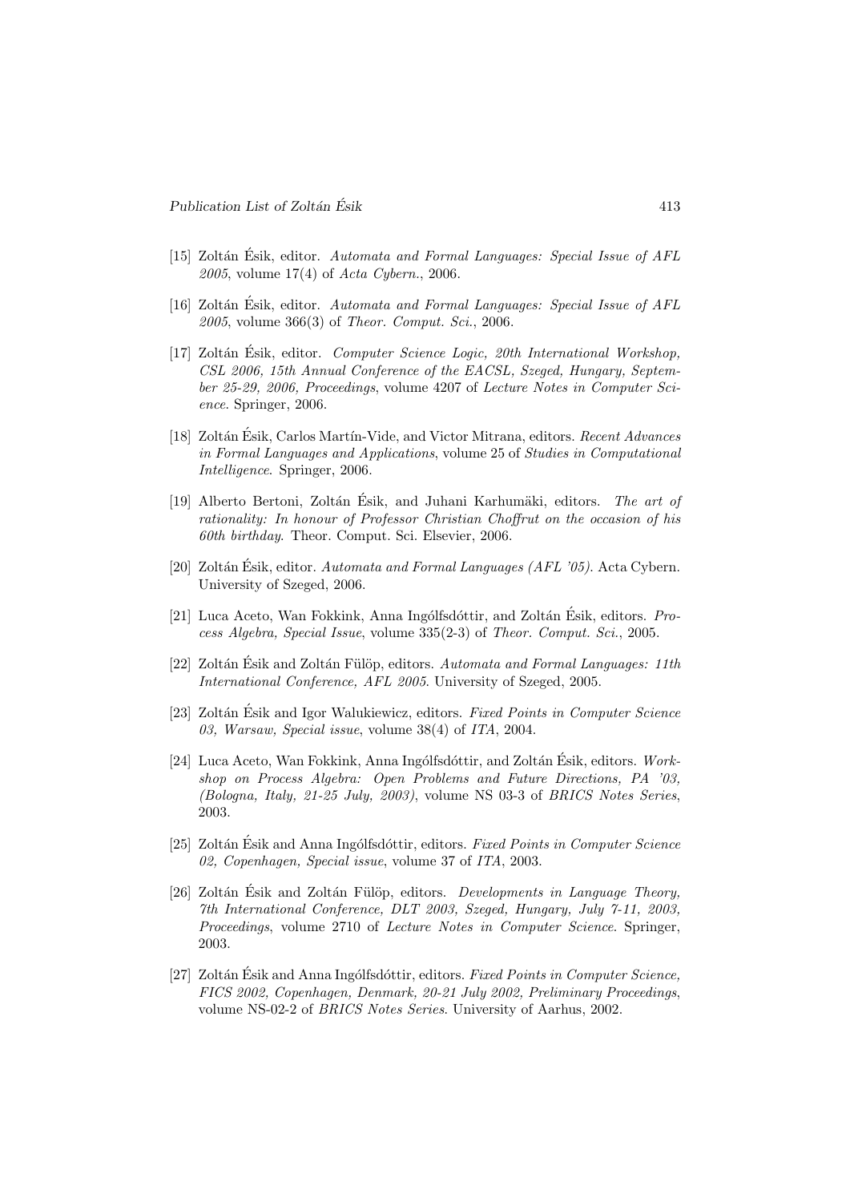[15] Zoltán Ésik, editor. *Automata and Formal Languages: Special Issue of AFL 2005*, volume 17(4) of *Acta Cybern.*, 2006.

[16] Zoltán Ésik, editor. *Automata and Formal Languages: Special Issue of AFL 2005*, volume 366(3) of *Theor. Comput. Sci.*, 2006.

[17] Zoltán Ésik, editor. *Computer Science Logic, 20th International Workshop, CSL 2006, 15th Annual Conference of the EACSL, Szeged, Hungary, September 25-29, 2006, Proceedings*, volume 4207 of *Lecture Notes in Computer Science*. Springer, 2006.

[18] Zoltán Ésik, Carlos Martín-Vide, and Victor Mitrana, editors. *Recent Advances in Formal Languages and Applications*, volume 25 of *Studies in Computational Intelligence*. Springer, 2006.

[19] Alberto Bertoni, Zoltán Ésik, and Juhani Karhumäki, editors. *The art of rationality: In honour of Professor Christian Choffrut on the occasion of his 60th birthday*. Theor. Comput. Sci. Elsevier, 2006.

[20] Zoltán Ésik, editor. *Automata and Formal Languages (AFL '05)*. Acta Cybern. University of Szeged, 2006.

[21] Luca Aceto, Wan Fokkink, Anna Ingólfsdóttir, and Zoltán Ésik, editors. *Process Algebra, Special Issue*, volume 335(2-3) of *Theor. Comput. Sci.*, 2005.

[22] Zoltán Ésik and Zoltán Fülöp, editors. *Automata and Formal Languages: 11th International Conference, AFL 2005*. University of Szeged, 2005.

[23] Zoltán Ésik and Igor Walukiewicz, editors. *Fixed Points in Computer Science 03, Warsaw, Special issue*, volume 38(4) of *ITA*, 2004.

[24] Luca Aceto, Wan Fokkink, Anna Ingólfsdóttir, and Zoltán Ésik, editors. *Workshop on Process Algebra: Open Problems and Future Directions, PA '03, (Bologna, Italy, 21-25 July, 2003)*, volume NS 03-3 of *BRICS Notes Series*, 2003.

[25] Zoltán Ésik and Anna Ingólfsdóttir, editors. *Fixed Points in Computer Science 02, Copenhagen, Special issue*, volume 37 of *ITA*, 2003.

[26] Zoltán Ésik and Zoltán Fülöp, editors. *Developments in Language Theory, 7th International Conference, DLT 2003, Szeged, Hungary, July 7-11, 2003, Proceedings*, volume 2710 of *Lecture Notes in Computer Science*. Springer, 2003.

[27] Zoltán Ésik and Anna Ingólfsdóttir, editors. *Fixed Points in Computer Science, FICS 2002, Copenhagen, Denmark, 20-21 July 2002, Preliminary Proceedings*, volume NS-02-2 of *BRICS Notes Series*. University of Aarhus, 2002.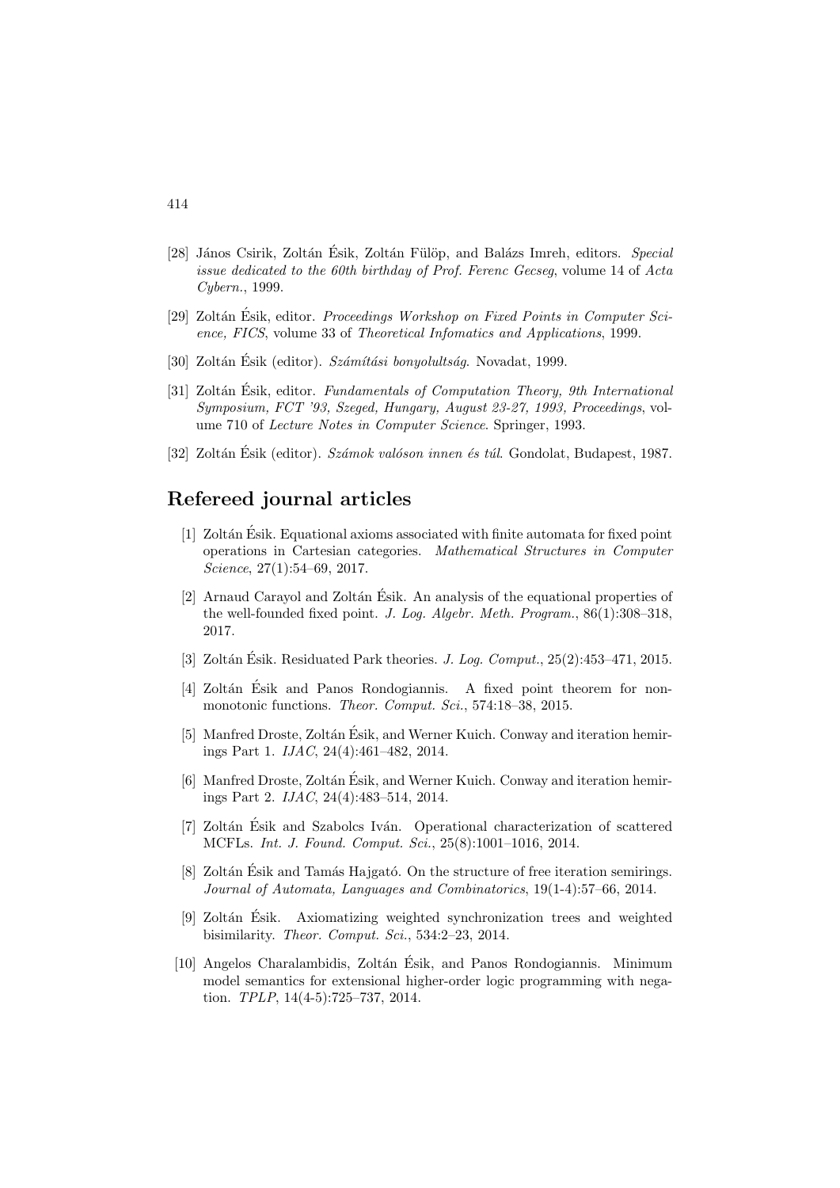[28] János Csirik, Zoltán Ésik, Zoltán Fülöp, and Balázs Imreh, editors. *Special issue dedicated to the 60th birthday of Prof. Ferenc Gecseg*, volume 14 of *Acta Cybern.*, 1999.

[29] Zoltán Ésik, editor. *Proceedings Workshop on Fixed Points in Computer Science, FICS*, volume 33 of *Theoretical Infomatics and Applications*, 1999.

[30] Zoltán Ésik (editor). *Számítási bonyolultság*. Novadat, 1999.

[31] Zoltán Ésik, editor. *Fundamentals of Computation Theory, 9th International Symposium, FCT '93, Szeged, Hungary, August 23-27, 1993, Proceedings*, volume 710 of *Lecture Notes in Computer Science*. Springer, 1993.

[32] Zoltán Ésik (editor). *Számok valóson innen és túl*. Gondolat, Budapest, 1987.

## Refereed journal articles

[1] Zoltán Ésik. Equational axioms associated with finite automata for fixed point operations in Cartesian categories. *Mathematical Structures in Computer Science*, 27(1):54–69, 2017.

[2] Arnaud Carayol and Zoltán Ésik. An analysis of the equational properties of the well-founded fixed point. *J. Log. Algebr. Meth. Program.*, 86(1):308–318, 2017.

[3] Zoltán Ésik. Residuated Park theories. *J. Log. Comput.*, 25(2):453–471, 2015.

[4] Zoltán Ésik and Panos Rondogiannis. A fixed point theorem for non-monotonic functions. *Theor. Comput. Sci.*, 574:18–38, 2015.

[5] Manfred Droste, Zoltán Ésik, and Werner Kuich. Conway and iteration hemirings Part 1. *IJAC*, 24(4):461–482, 2014.

[6] Manfred Droste, Zoltán Ésik, and Werner Kuich. Conway and iteration hemirings Part 2. *IJAC*, 24(4):483–514, 2014.

[7] Zoltán Ésik and Szabolcs Iván. Operational characterization of scattered MCFLs. *Int. J. Found. Comput. Sci.*, 25(8):1001–1016, 2014.

[8] Zoltán Ésik and Tamás Hajgató. On the structure of free iteration semirings. *Journal of Automata, Languages and Combinatorics*, 19(1-4):57–66, 2014.

[9] Zoltán Ésik. Axiomatizing weighted synchronization trees and weighted bisimilarity. *Theor. Comput. Sci.*, 534:2–23, 2014.

[10] Angelos Charalambidis, Zoltán Ésik, and Panos Rondogiannis. Minimum model semantics for extensional higher-order logic programming with negation. *TPLP*, 14(4-5):725–737, 2014.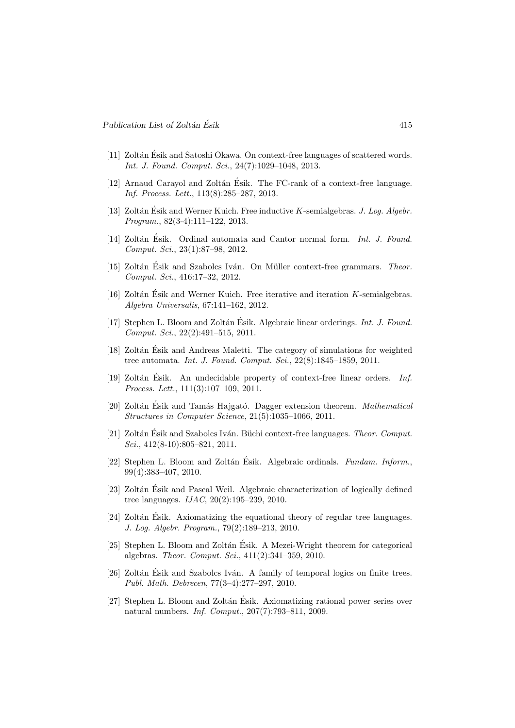[11] Zoltán Ésik and Satoshi Okawa. On context-free languages of scattered words. *Int. J. Found. Comput. Sci.*, 24(7):1029–1048, 2013.

[12] Arnaud Carayol and Zoltán Ésik. The FC-rank of a context-free language. *Inf. Process. Lett.*, 113(8):285–287, 2013.

[13] Zoltán Ésik and Werner Kuich. Free inductive $K$-semialgebras. *J. Log. Algebr. Program.*, 82(3-4):111–122, 2013.

[14] Zoltán Ésik. Ordinal automata and Cantor normal form. *Int. J. Found. Comput. Sci.*, 23(1):87–98, 2012.

[15] Zoltán Ésik and Szabolcs Iván. On Müller context-free grammars. *Theor. Comput. Sci.*, 416:17–32, 2012.

[16] Zoltán Ésik and Werner Kuich. Free iterative and iteration $K$-semialgebras. *Algebra Universalis*, 67:141–162, 2012.

[17] Stephen L. Bloom and Zoltán Ésik. Algebraic linear orderings. *Int. J. Found. Comput. Sci.*, 22(2):491–515, 2011.

[18] Zoltán Ésik and Andreas Maletti. The category of simulations for weighted tree automata. *Int. J. Found. Comput. Sci.*, 22(8):1845–1859, 2011.

[19] Zoltán Ésik. An undecidable property of context-free linear orders. *Inf. Process. Lett.*, 111(3):107–109, 2011.

[20] Zoltán Ésik and Tamás Hajgató. Dagger extension theorem. *Mathematical Structures in Computer Science*, 21(5):1035–1066, 2011.

[21] Zoltán Ésik and Szabolcs Iván. Büchi context-free languages. *Theor. Comput. Sci.*, 412(8-10):805–821, 2011.

[22] Stephen L. Bloom and Zoltán Ésik. Algebraic ordinals. *Fundam. Inform.*, 99(4):383–407, 2010.

[23] Zoltán Ésik and Pascal Weil. Algebraic characterization of logically defined tree languages. *IJAC*, 20(2):195–239, 2010.

[24] Zoltán Ésik. Axiomatizing the equational theory of regular tree languages. *J. Log. Algebr. Program.*, 79(2):189–213, 2010.

[25] Stephen L. Bloom and Zoltán Ésik. A Mezei-Wright theorem for categorical algebras. *Theor. Comput. Sci.*, 411(2):341–359, 2010.

[26] Zoltán Ésik and Szabolcs Iván. A family of temporal logics on finite trees. *Publ. Math. Debrecen*, 77(3–4):277–297, 2010.

[27] Stephen L. Bloom and Zoltán Ésik. Axiomatizing rational power series over natural numbers. *Inf. Comput.*, 207(7):793–811, 2009.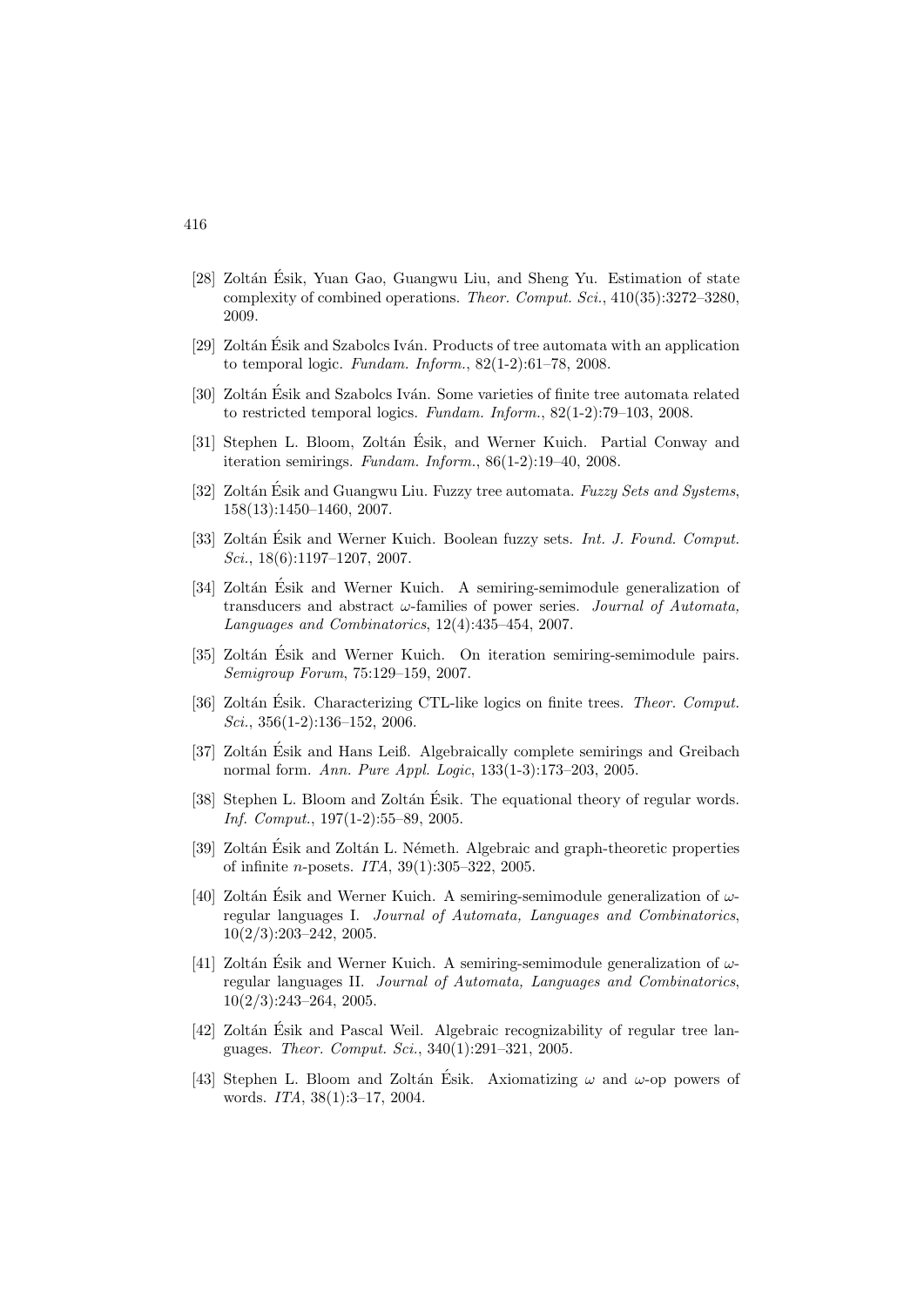[28] Zoltán Ésik, Yuan Gao, Guangwu Liu, and Sheng Yu. Estimation of state complexity of combined operations. *Theor. Comput. Sci.*, 410(35):3272–3280, 2009.

[29] Zoltán Ésik and Szabolcs Iván. Products of tree automata with an application to temporal logic. *Fundam. Inform.*, 82(1-2):61–78, 2008.

[30] Zoltán Ésik and Szabolcs Iván. Some varieties of finite tree automata related to restricted temporal logics. *Fundam. Inform.*, 82(1-2):79–103, 2008.

[31] Stephen L. Bloom, Zoltán Ésik, and Werner Kuich. Partial Conway and iteration semirings. *Fundam. Inform.*, 86(1-2):19–40, 2008.

[32] Zoltán Ésik and Guangwu Liu. Fuzzy tree automata. *Fuzzy Sets and Systems*, 158(13):1450–1460, 2007.

[33] Zoltán Ésik and Werner Kuich. Boolean fuzzy sets. *Int. J. Found. Comput. Sci.*, 18(6):1197–1207, 2007.

[34] Zoltán Ésik and Werner Kuich. A semiring-semimodule generalization of transducers and abstract $\omega$-families of power series. *Journal of Automata, Languages and Combinatorics*, 12(4):435–454, 2007.

[35] Zoltán Ésik and Werner Kuich. On iteration semiring-semimodule pairs. *Semigroup Forum*, 75:129–159, 2007.

[36] Zoltán Ésik. Characterizing CTL-like logics on finite trees. *Theor. Comput. Sci.*, 356(1-2):136–152, 2006.

[37] Zoltán Ésik and Hans Leiß. Algebraically complete semirings and Greibach normal form. *Ann. Pure Appl. Logic*, 133(1-3):173–203, 2005.

[38] Stephen L. Bloom and Zoltán Ésik. The equational theory of regular words. *Inf. Comput.*, 197(1-2):55–89, 2005.

[39] Zoltán Ésik and Zoltán L. Németh. Algebraic and graph-theoretic properties of infinite $n$-posets. *ITA*, 39(1):305–322, 2005.

[40] Zoltán Ésik and Werner Kuich. A semiring-semimodule generalization of $\omega$-regular languages I. *Journal of Automata, Languages and Combinatorics*, 10(2/3):203–242, 2005.

[41] Zoltán Ésik and Werner Kuich. A semiring-semimodule generalization of $\omega$-regular languages II. *Journal of Automata, Languages and Combinatorics*, 10(2/3):243–264, 2005.

[42] Zoltán Ésik and Pascal Weil. Algebraic recognizability of regular tree languages. *Theor. Comput. Sci.*, 340(1):291–321, 2005.

[43] Stephen L. Bloom and Zoltán Ésik. Axiomatizing $\omega$ and $\omega$-op powers of words. *ITA*, 38(1):3–17, 2004.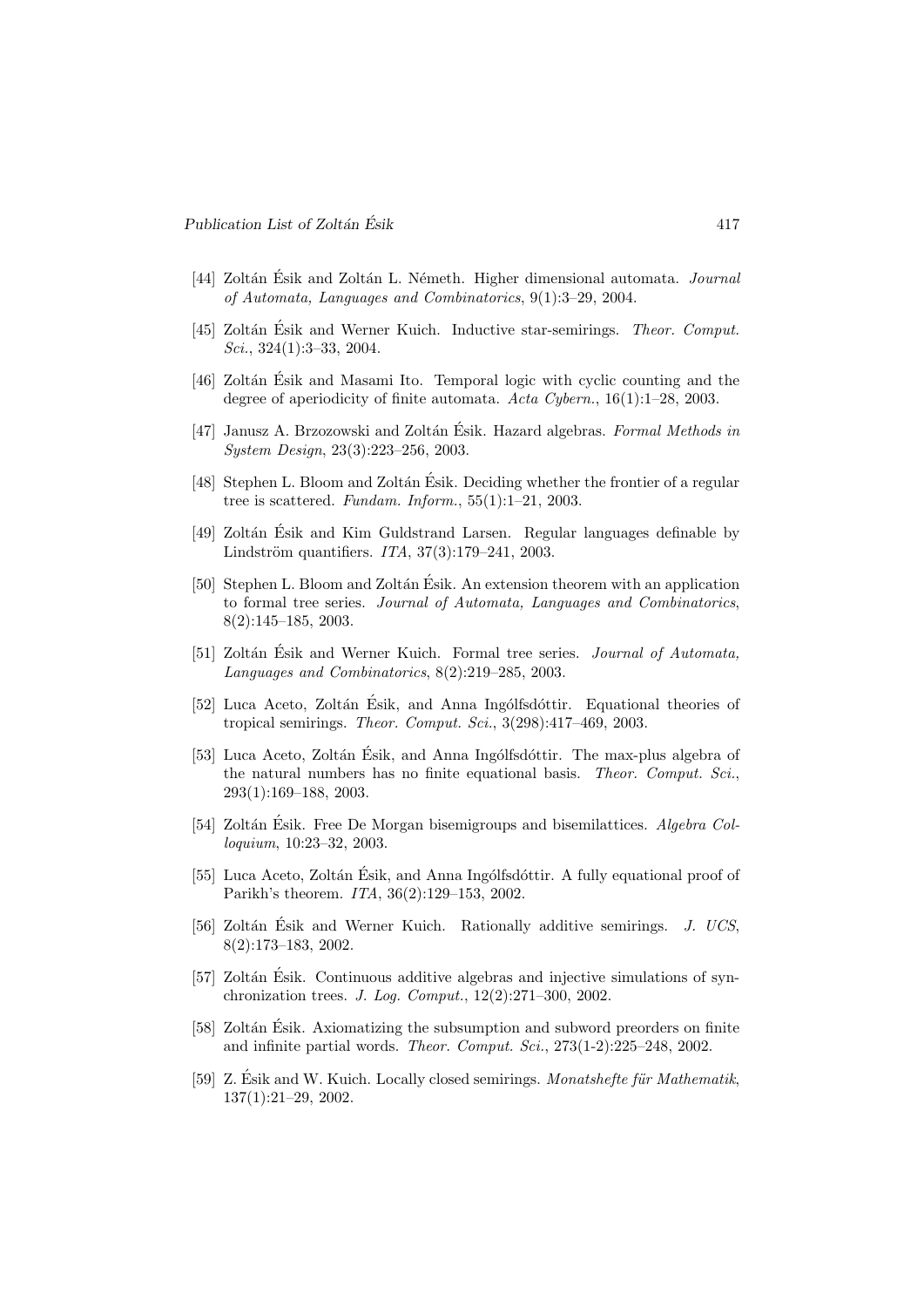[44] Zoltán Ésik and Zoltán L. Németh. Higher dimensional automata. *Journal of Automata, Languages and Combinatorics*, 9(1):3–29, 2004.

[45] Zoltán Ésik and Werner Kuich. Inductive star-semirings. *Theor. Comput. Sci.*, 324(1):3–33, 2004.

[46] Zoltán Ésik and Masami Ito. Temporal logic with cyclic counting and the degree of aperiodicity of finite automata. *Acta Cybern.*, 16(1):1–28, 2003.

[47] Janusz A. Brzozowski and Zoltán Ésik. Hazard algebras. *Formal Methods in System Design*, 23(3):223–256, 2003.

[48] Stephen L. Bloom and Zoltán Ésik. Deciding whether the frontier of a regular tree is scattered. *Fundam. Inform.*, 55(1):1–21, 2003.

[49] Zoltán Ésik and Kim Guldstrand Larsen. Regular languages definable by Lindström quantifiers. *ITA*, 37(3):179–241, 2003.

[50] Stephen L. Bloom and Zoltán Ésik. An extension theorem with an application to formal tree series. *Journal of Automata, Languages and Combinatorics*, 8(2):145–185, 2003.

[51] Zoltán Ésik and Werner Kuich. Formal tree series. *Journal of Automata, Languages and Combinatorics*, 8(2):219–285, 2003.

[52] Luca Aceto, Zoltán Ésik, and Anna Ingólfsdóttir. Equational theories of tropical semirings. *Theor. Comput. Sci.*, 3(298):417–469, 2003.

[53] Luca Aceto, Zoltán Ésik, and Anna Ingólfsdóttir. The max-plus algebra of the natural numbers has no finite equational basis. *Theor. Comput. Sci.*, 293(1):169–188, 2003.

[54] Zoltán Ésik. Free De Morgan bisemigroups and bisemilattices. *Algebra Colloquium*, 10:23–32, 2003.

[55] Luca Aceto, Zoltán Ésik, and Anna Ingólfsdóttir. A fully equational proof of Parikh's theorem. *ITA*, 36(2):129–153, 2002.

[56] Zoltán Ésik and Werner Kuich. Rationally additive semirings. *J. UCS*, 8(2):173–183, 2002.

[57] Zoltán Ésik. Continuous additive algebras and injective simulations of synchronization trees. *J. Log. Comput.*, 12(2):271–300, 2002.

[58] Zoltán Ésik. Axiomatizing the subsumption and subword preorders on finite and infinite partial words. *Theor. Comput. Sci.*, 273(1-2):225–248, 2002.

[59] Z. Ésik and W. Kuich. Locally closed semirings. *Monatshefte für Mathematik*, 137(1):21–29, 2002.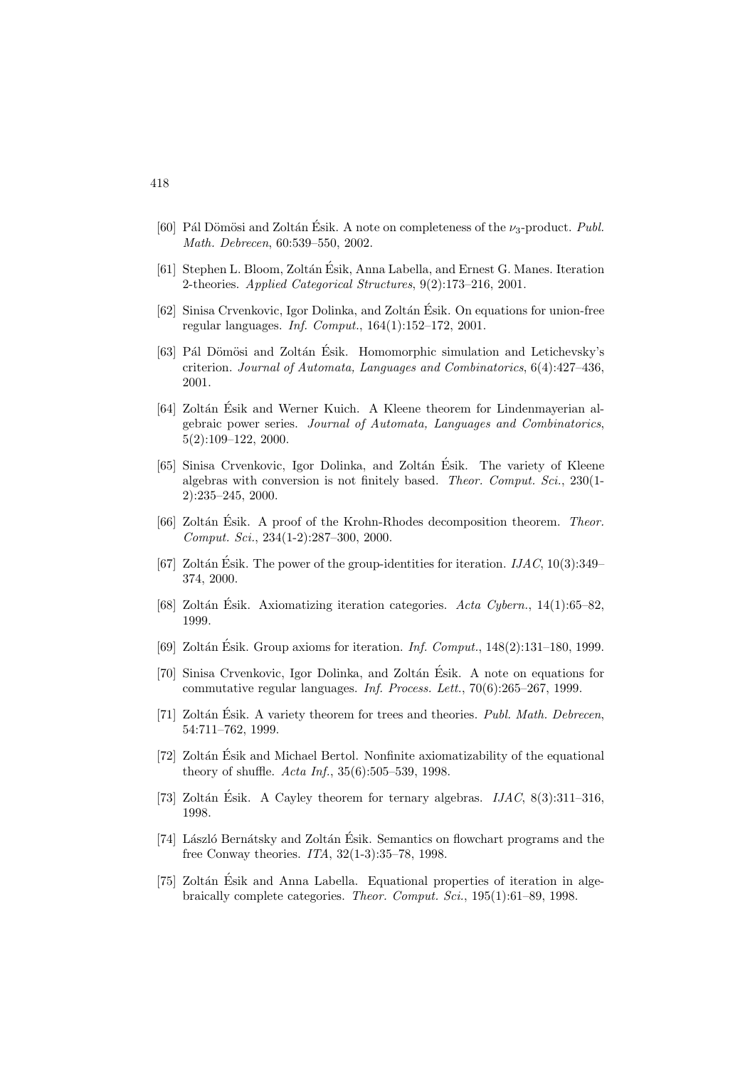[60] Pál Dömösi and Zoltán Ésik. A note on completeness of the $\nu_3$-product. *Publ. Math. Debrecen*, 60:539–550, 2002.

[61] Stephen L. Bloom, Zoltán Ésik, Anna Labella, and Ernest G. Manes. Iteration 2-theories. *Applied Categorical Structures*, 9(2):173–216, 2001.

[62] Sinisa Crvenkovic, Igor Dolinka, and Zoltán Ésik. On equations for union-free regular languages. *Inf. Comput.*, 164(1):152–172, 2001.

[63] Pál Dömösi and Zoltán Ésik. Homomorphic simulation and Letichevsky's criterion. *Journal of Automata, Languages and Combinatorics*, 6(4):427–436, 2001.

[64] Zoltán Ésik and Werner Kuich. A Kleene theorem for Lindenmayerian algebraic power series. *Journal of Automata, Languages and Combinatorics*, 5(2):109–122, 2000.

[65] Sinisa Crvenkovic, Igor Dolinka, and Zoltán Ésik. The variety of Kleene algebras with conversion is not finitely based. *Theor. Comput. Sci.*, 230(1-2):235–245, 2000.

[66] Zoltán Ésik. A proof of the Krohn-Rhodes decomposition theorem. *Theor. Comput. Sci.*, 234(1-2):287–300, 2000.

[67] Zoltán Ésik. The power of the group-identities for iteration. *IJAC*, 10(3):349–374, 2000.

[68] Zoltán Ésik. Axiomatizing iteration categories. *Acta Cybern.*, 14(1):65–82, 1999.

[69] Zoltán Ésik. Group axioms for iteration. *Inf. Comput.*, 148(2):131–180, 1999.

[70] Sinisa Crvenkovic, Igor Dolinka, and Zoltán Ésik. A note on equations for commutative regular languages. *Inf. Process. Lett.*, 70(6):265–267, 1999.

[71] Zoltán Ésik. A variety theorem for trees and theories. *Publ. Math. Debrecen*, 54:711–762, 1999.

[72] Zoltán Ésik and Michael Bertol. Nonfinite axiomatizability of the equational theory of shuffle. *Acta Inf.*, 35(6):505–539, 1998.

[73] Zoltán Ésik. A Cayley theorem for ternary algebras. *IJAC*, 8(3):311–316, 1998.

[74] László Bernátsky and Zoltán Ésik. Semantics on flowchart programs and the free Conway theories. *ITA*, 32(1-3):35–78, 1998.

[75] Zoltán Ésik and Anna Labella. Equational properties of iteration in algebraically complete categories. *Theor. Comput. Sci.*, 195(1):61–89, 1998.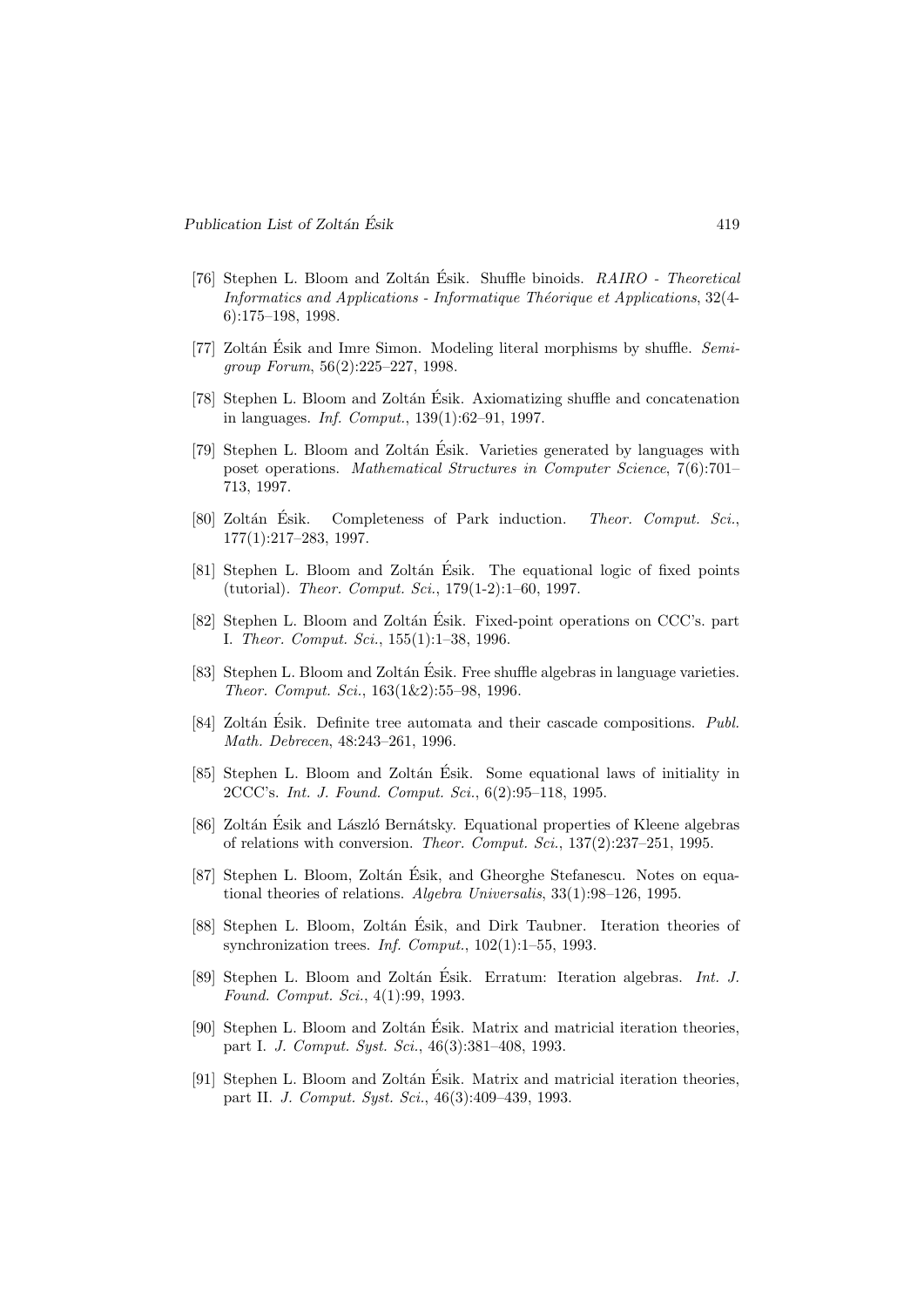[76] Stephen L. Bloom and Zoltán Ésik. Shuffle binoids. *RAIRO - Theoretical Informatics and Applications - Informatique Théorique et Applications*, 32(4-6):175–198, 1998.

[77] Zoltán Ésik and Imre Simon. Modeling literal morphisms by shuffle. *Semigroup Forum*, 56(2):225–227, 1998.

[78] Stephen L. Bloom and Zoltán Ésik. Axiomatizing shuffle and concatenation in languages. *Inf. Comput.*, 139(1):62–91, 1997.

[79] Stephen L. Bloom and Zoltán Ésik. Varieties generated by languages with poset operations. *Mathematical Structures in Computer Science*, 7(6):701–713, 1997.

[80] Zoltán Ésik. Completeness of Park induction. *Theor. Comput. Sci.*, 177(1):217–283, 1997.

[81] Stephen L. Bloom and Zoltán Ésik. The equational logic of fixed points (tutorial). *Theor. Comput. Sci.*, 179(1-2):1–60, 1997.

[82] Stephen L. Bloom and Zoltán Ésik. Fixed-point operations on CCC's. part I. *Theor. Comput. Sci.*, 155(1):1–38, 1996.

[83] Stephen L. Bloom and Zoltán Ésik. Free shuffle algebras in language varieties. *Theor. Comput. Sci.*, 163(1&2):55–98, 1996.

[84] Zoltán Ésik. Definite tree automata and their cascade compositions. *Publ. Math. Debrecen*, 48:243–261, 1996.

[85] Stephen L. Bloom and Zoltán Ésik. Some equational laws of initiality in 2CCC's. *Int. J. Found. Comput. Sci.*, 6(2):95–118, 1995.

[86] Zoltán Ésik and László Bernátsky. Equational properties of Kleene algebras of relations with conversion. *Theor. Comput. Sci.*, 137(2):237–251, 1995.

[87] Stephen L. Bloom, Zoltán Ésik, and Gheorghe Stefanescu. Notes on equational theories of relations. *Algebra Universalis*, 33(1):98–126, 1995.

[88] Stephen L. Bloom, Zoltán Ésik, and Dirk Taubner. Iteration theories of synchronization trees. *Inf. Comput.*, 102(1):1–55, 1993.

[89] Stephen L. Bloom and Zoltán Ésik. Erratum: Iteration algebras. *Int. J. Found. Comput. Sci.*, 4(1):99, 1993.

[90] Stephen L. Bloom and Zoltán Ésik. Matrix and matricial iteration theories, part I. *J. Comput. Syst. Sci.*, 46(3):381–408, 1993.

[91] Stephen L. Bloom and Zoltán Ésik. Matrix and matricial iteration theories, part II. *J. Comput. Syst. Sci.*, 46(3):409–439, 1993.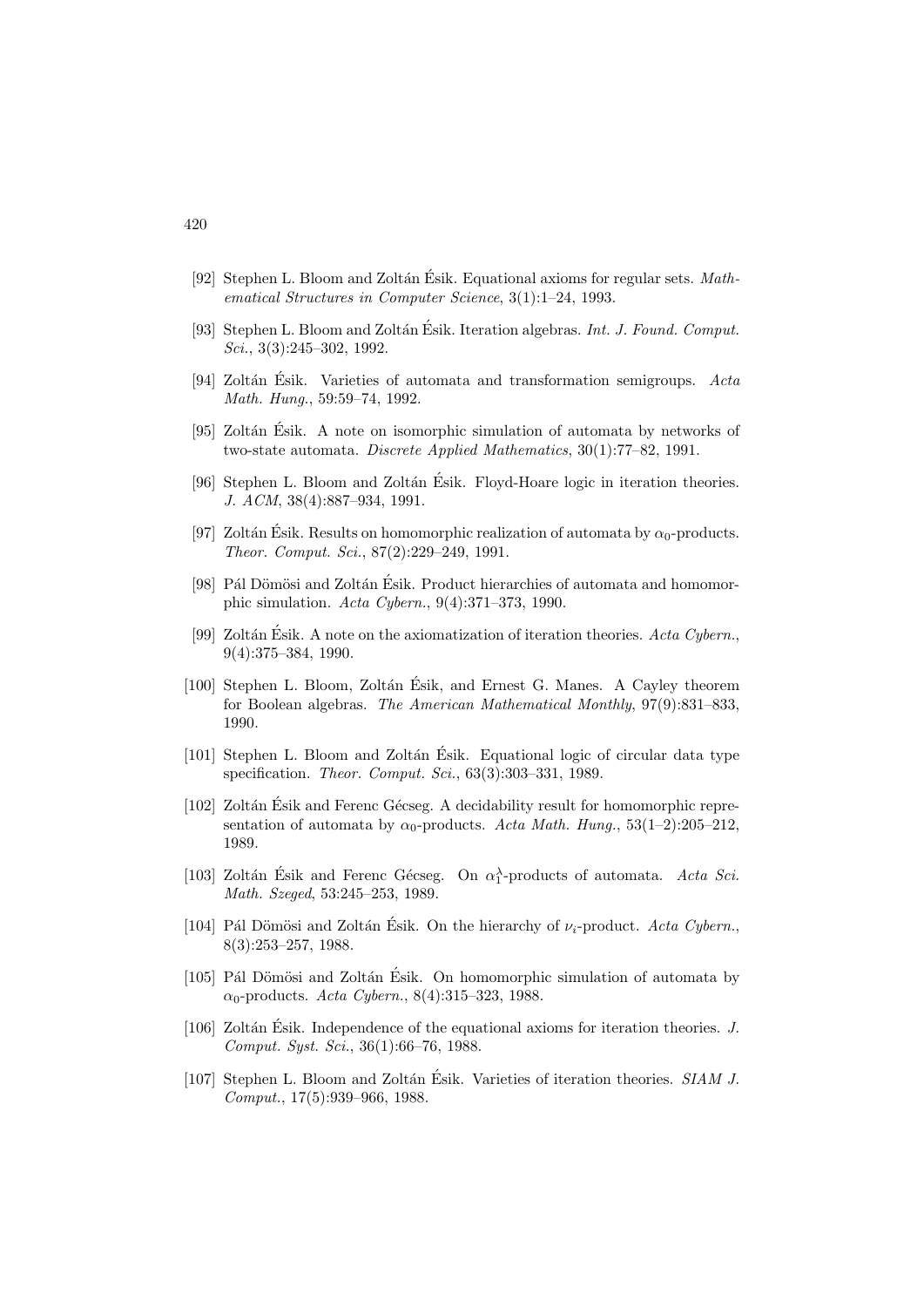[92] Stephen L. Bloom and Zoltán Ésik. Equational axioms for regular sets. *Mathematical Structures in Computer Science*, 3(1):1–24, 1993.

[93] Stephen L. Bloom and Zoltán Ésik. Iteration algebras. *Int. J. Found. Comput. Sci.*, 3(3):245–302, 1992.

[94] Zoltán Ésik. Varieties of automata and transformation semigroups. *Acta Math. Hung.*, 59:59–74, 1992.

[95] Zoltán Ésik. A note on isomorphic simulation of automata by networks of two-state automata. *Discrete Applied Mathematics*, 30(1):77–82, 1991.

[96] Stephen L. Bloom and Zoltán Ésik. Floyd-Hoare logic in iteration theories. *J. ACM*, 38(4):887–934, 1991.

[97] Zoltán Ésik. Results on homomorphic realization of automata by $\alpha_0$-products. *Theor. Comput. Sci.*, 87(2):229–249, 1991.

[98] Pál Dömösi and Zoltán Ésik. Product hierarchies of automata and homomorphic simulation. *Acta Cybern.*, 9(4):371–373, 1990.

[99] Zoltán Ésik. A note on the axiomatization of iteration theories. *Acta Cybern.*, 9(4):375–384, 1990.

[100] Stephen L. Bloom, Zoltán Ésik, and Ernest G. Manes. A Cayley theorem for Boolean algebras. *The American Mathematical Monthly*, 97(9):831–833, 1990.

[101] Stephen L. Bloom and Zoltán Ésik. Equational logic of circular data type specification. *Theor. Comput. Sci.*, 63(3):303–331, 1989.

[102] Zoltán Ésik and Ferenc Gécseg. A decidability result for homomorphic representation of automata by $\alpha_0$-products. *Acta Math. Hung.*, 53(1–2):205–212, 1989.

[103] Zoltán Ésik and Ferenc Gécseg. On $\alpha_1^\lambda$-products of automata. *Acta Sci. Math. Szeged*, 53:245–253, 1989.

[104] Pál Dömösi and Zoltán Ésik. On the hierarchy of $\nu_i$-product. *Acta Cybern.*, 8(3):253–257, 1988.

[105] Pál Dömösi and Zoltán Ésik. On homomorphic simulation of automata by $\alpha_0$-products. *Acta Cybern.*, 8(4):315–323, 1988.

[106] Zoltán Ésik. Independence of the equational axioms for iteration theories. *J. Comput. Syst. Sci.*, 36(1):66–76, 1988.

[107] Stephen L. Bloom and Zoltán Ésik. Varieties of iteration theories. *SIAM J. Comput.*, 17(5):939–966, 1988.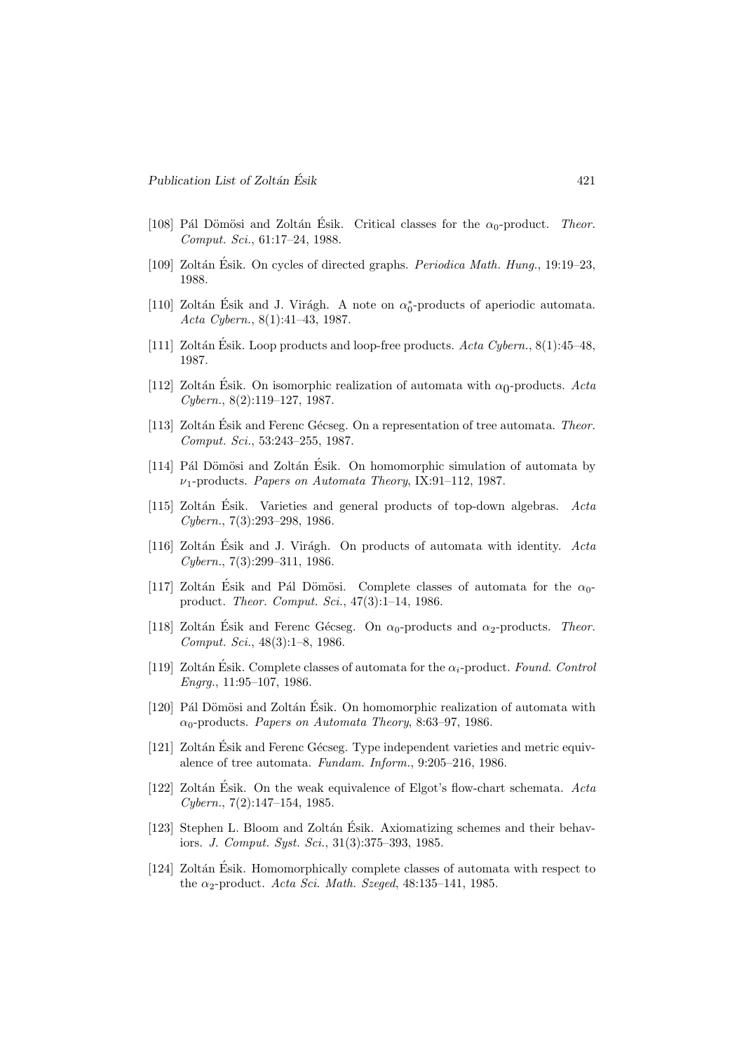[108] Pál Dömösi and Zoltán Ésik. Critical classes for the $\alpha_0$-product. *Theor. Comput. Sci.*, 61:17–24, 1988.

[109] Zoltán Ésik. On cycles of directed graphs. *Periodica Math. Hung.*, 19:19–23, 1988.

[110] Zoltán Ésik and J. Virágh. A note on $\alpha_0^*$-products of aperiodic automata. *Acta Cybern.*, 8(1):41–43, 1987.

[111] Zoltán Ésik. Loop products and loop-free products. *Acta Cybern.*, 8(1):45–48, 1987.

[112] Zoltán Ésik. On isomorphic realization of automata with $\alpha_0$-products. *Acta Cybern.*, 8(2):119–127, 1987.

[113] Zoltán Ésik and Ferenc Gécseg. On a representation of tree automata. *Theor. Comput. Sci.*, 53:243–255, 1987.

[114] Pál Dömösi and Zoltán Ésik. On homomorphic simulation of automata by $\nu_1$-products. *Papers on Automata Theory*, IX:91–112, 1987.

[115] Zoltán Ésik. Varieties and general products of top-down algebras. *Acta Cybern.*, 7(3):293–298, 1986.

[116] Zoltán Ésik and J. Virágh. On products of automata with identity. *Acta Cybern.*, 7(3):299–311, 1986.

[117] Zoltán Ésik and Pál Dömösi. Complete classes of automata for the $\alpha_0$-product. *Theor. Comput. Sci.*, 47(3):1–14, 1986.

[118] Zoltán Ésik and Ferenc Gécseg. On $\alpha_0$-products and $\alpha_2$-products. *Theor. Comput. Sci.*, 48(3):1–8, 1986.

[119] Zoltán Ésik. Complete classes of automata for the $\alpha_i$-product. *Found. Control Engrg.*, 11:95–107, 1986.

[120] Pál Dömösi and Zoltán Ésik. On homomorphic realization of automata with $\alpha_0$-products. *Papers on Automata Theory*, 8:63–97, 1986.

[121] Zoltán Ésik and Ferenc Gécseg. Type independent varieties and metric equivalence of tree automata. *Fundam. Inform.*, 9:205–216, 1986.

[122] Zoltán Ésik. On the weak equivalence of Elgot's flow-chart schemata. *Acta Cybern.*, 7(2):147–154, 1985.

[123] Stephen L. Bloom and Zoltán Ésik. Axiomatizing schemes and their behaviors. *J. Comput. Syst. Sci.*, 31(3):375–393, 1985.

[124] Zoltán Ésik. Homomorphically complete classes of automata with respect to the $\alpha_2$-product. *Acta Sci. Math. Szeged*, 48:135–141, 1985.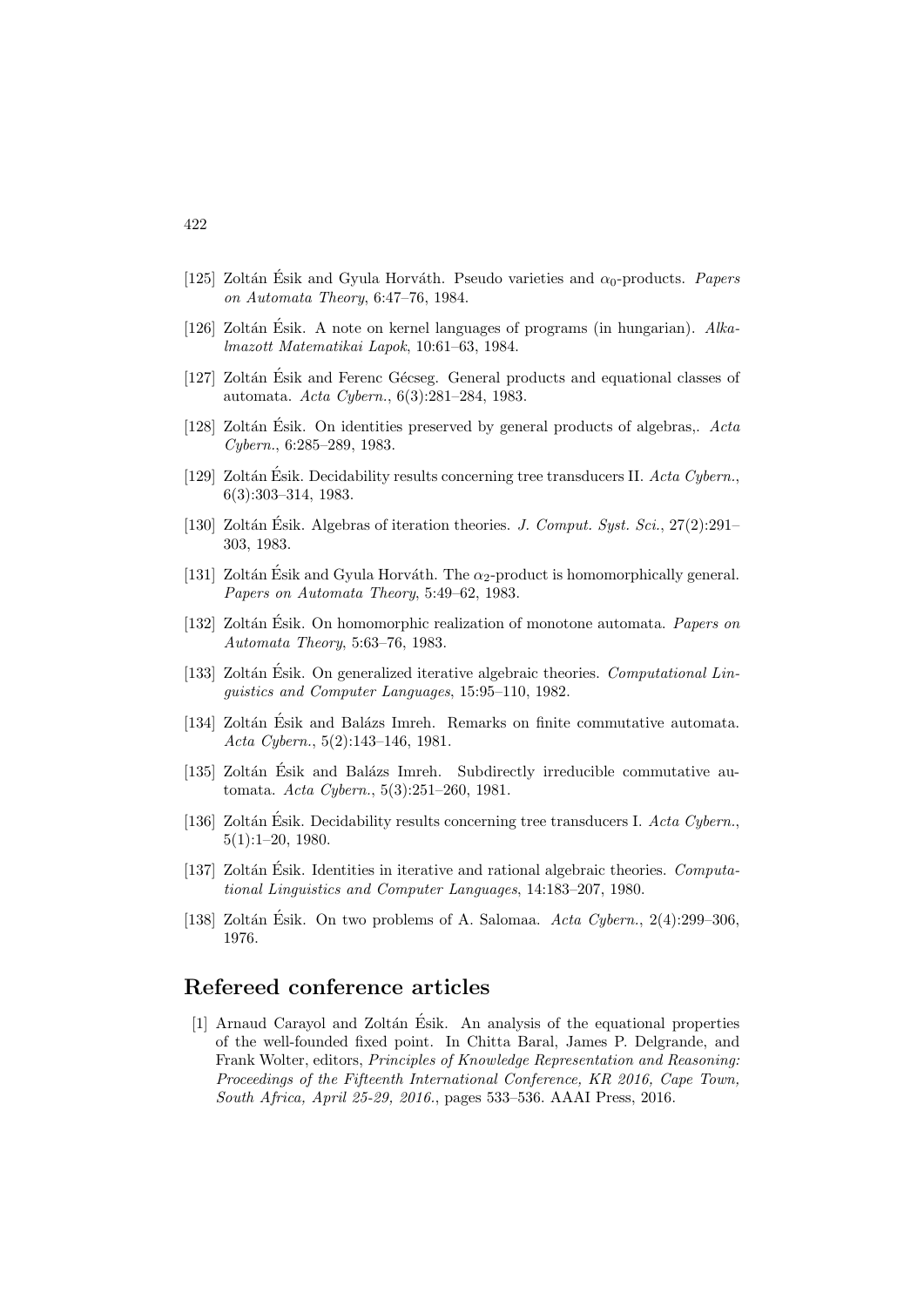[125] Zoltán Ésik and Gyula Horváth. Pseudo varieties and $\alpha_0$-products. *Papers on Automata Theory*, 6:47–76, 1984.

[126] Zoltán Ésik. A note on kernel languages of programs (in hungarian). *Alkalmazott Matematikai Lapok*, 10:61–63, 1984.

[127] Zoltán Ésik and Ferenc Gécseg. General products and equational classes of automata. *Acta Cybern.*, 6(3):281–284, 1983.

[128] Zoltán Ésik. On identities preserved by general products of algebras,. *Acta Cybern.*, 6:285–289, 1983.

[129] Zoltán Ésik. Decidability results concerning tree transducers II. *Acta Cybern.*, 6(3):303–314, 1983.

[130] Zoltán Ésik. Algebras of iteration theories. *J. Comput. Syst. Sci.*, 27(2):291–303, 1983.

[131] Zoltán Ésik and Gyula Horváth. The $\alpha_2$-product is homomorphically general. *Papers on Automata Theory*, 5:49–62, 1983.

[132] Zoltán Ésik. On homomorphic realization of monotone automata. *Papers on Automata Theory*, 5:63–76, 1983.

[133] Zoltán Ésik. On generalized iterative algebraic theories. *Computational Linguistics and Computer Languages*, 15:95–110, 1982.

[134] Zoltán Ésik and Balázs Imreh. Remarks on finite commutative automata. *Acta Cybern.*, 5(2):143–146, 1981.

[135] Zoltán Ésik and Balázs Imreh. Subdirectly irreducible commutative automata. *Acta Cybern.*, 5(3):251–260, 1981.

[136] Zoltán Ésik. Decidability results concerning tree transducers I. *Acta Cybern.*, 5(1):1–20, 1980.

[137] Zoltán Ésik. Identities in iterative and rational algebraic theories. *Computational Linguistics and Computer Languages*, 14:183–207, 1980.

[138] Zoltán Ésik. On two problems of A. Salomaa. *Acta Cybern.*, 2(4):299–306, 1976.

## Refereed conference articles

[1] Arnaud Carayol and Zoltán Ésik. An analysis of the equational properties of the well-founded fixed point. In Chitta Baral, James P. Delgrande, and Frank Wolter, editors, *Principles of Knowledge Representation and Reasoning: Proceedings of the Fifteenth International Conference, KR 2016, Cape Town, South Africa, April 25-29, 2016.*, pages 533–536. AAAI Press, 2016.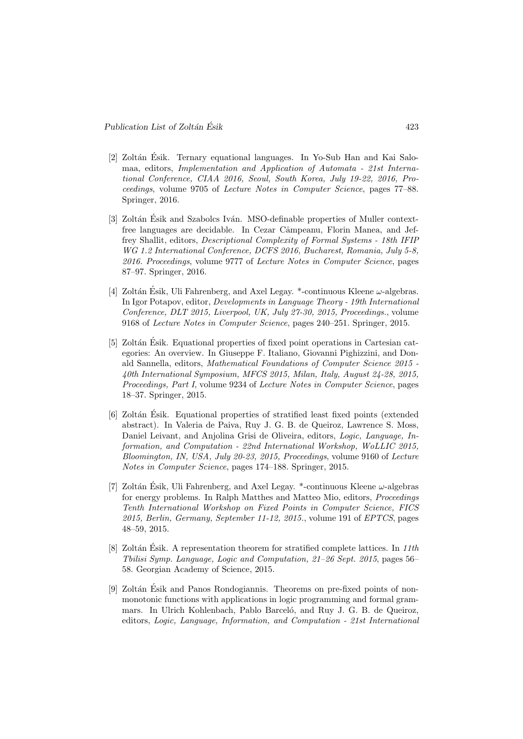[2] Zoltán Ésik. Ternary equational languages. In Yo-Sub Han and Kai Salomaa, editors, *Implementation and Application of Automata - 21st International Conference, CIAA 2016, Seoul, South Korea, July 19-22, 2016, Proceedings*, volume 9705 of *Lecture Notes in Computer Science*, pages 77–88. Springer, 2016.

[3] Zoltán Ésik and Szabolcs Iván. MSO-definable properties of Muller context-free languages are decidable. In Cezar Câmpeanu, Florin Manea, and Jeffrey Shallit, editors, *Descriptional Complexity of Formal Systems - 18th IFIP WG 1.2 International Conference, DCFS 2016, Bucharest, Romania, July 5-8, 2016. Proceedings*, volume 9777 of *Lecture Notes in Computer Science*, pages 87–97. Springer, 2016.

[4] Zoltán Ésik, Uli Fahrenberg, and Axel Legay. *-continuous Kleene $\omega$-algebras. In Igor Potapov, editor, *Developments in Language Theory - 19th International Conference, DLT 2015, Liverpool, UK, July 27-30, 2015, Proceedings.*, volume 9168 of *Lecture Notes in Computer Science*, pages 240–251. Springer, 2015.

[5] Zoltán Ésik. Equational properties of fixed point operations in Cartesian categories: An overview. In Giuseppe F. Italiano, Giovanni Pighizzini, and Donald Sannella, editors, *Mathematical Foundations of Computer Science 2015 - 40th International Symposium, MFCS 2015, Milan, Italy, August 24-28, 2015, Proceedings, Part I*, volume 9234 of *Lecture Notes in Computer Science*, pages 18–37. Springer, 2015.

[6] Zoltán Ésik. Equational properties of stratified least fixed points (extended abstract). In Valeria de Paiva, Ruy J. G. B. de Queiroz, Lawrence S. Moss, Daniel Leivant, and Anjolina Grisi de Oliveira, editors, *Logic, Language, Information, and Computation - 22nd International Workshop, WoLLIC 2015, Bloomington, IN, USA, July 20-23, 2015, Proceedings*, volume 9160 of *Lecture Notes in Computer Science*, pages 174–188. Springer, 2015.

[7] Zoltán Ésik, Uli Fahrenberg, and Axel Legay. *-continuous Kleene $\omega$-algebras for energy problems. In Ralph Matthes and Matteo Mio, editors, *Proceedings Tenth International Workshop on Fixed Points in Computer Science, FICS 2015, Berlin, Germany, September 11-12, 2015.*, volume 191 of *EPTCS*, pages 48–59, 2015.

[8] Zoltán Ésik. A representation theorem for stratified complete lattices. In *11th Tbilisi Symp. Language, Logic and Computation, 21–26 Sept. 2015*, pages 56–58. Georgian Academy of Science, 2015.

[9] Zoltán Ésik and Panos Rondogiannis. Theorems on pre-fixed points of non-monotonic functions with applications in logic programming and formal grammars. In Ulrich Kohlenbach, Pablo Barceló, and Ruy J. G. B. de Queiroz, editors, *Logic, Language, Information, and Computation - 21st International*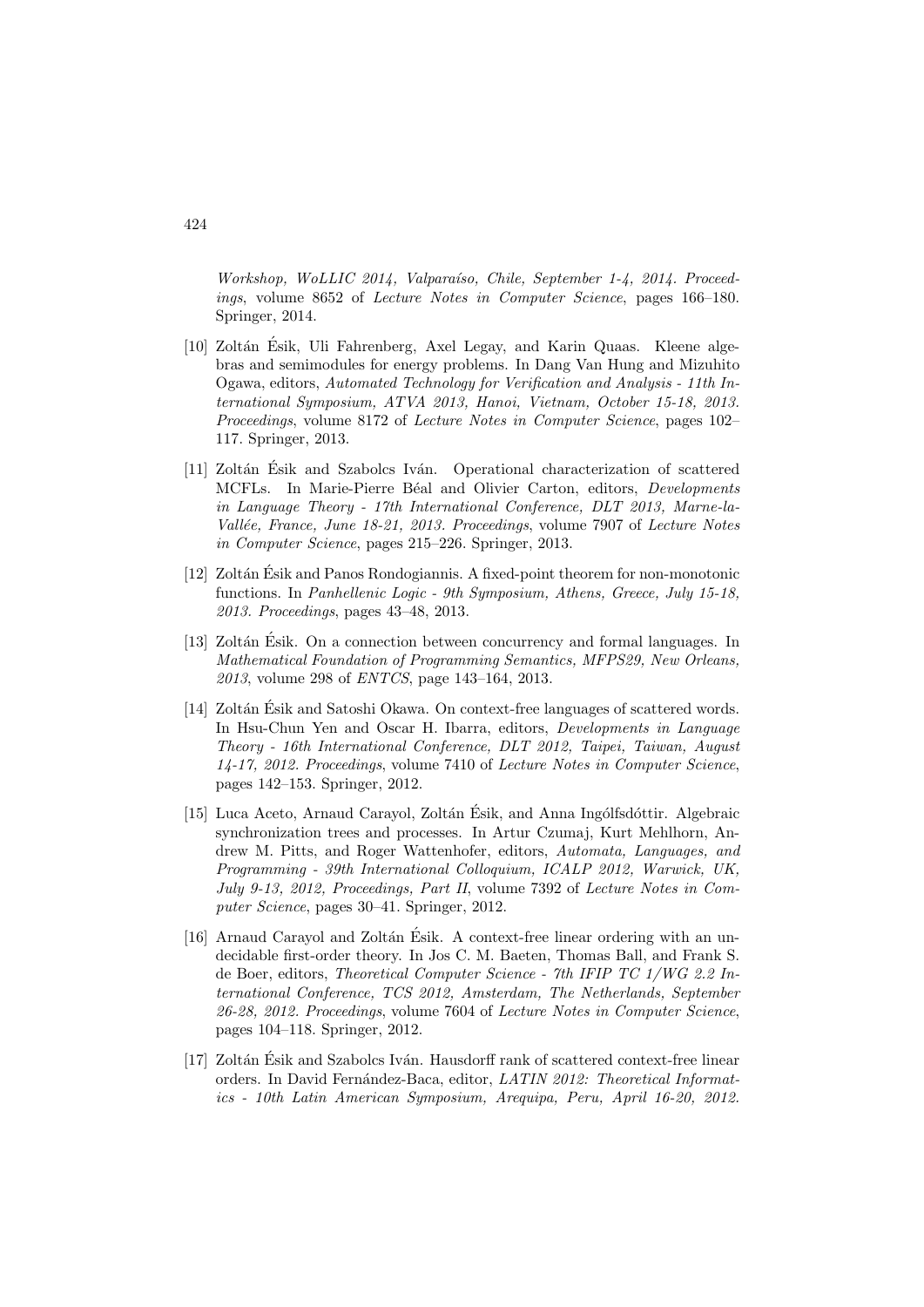*Workshop, WoLLIC 2014, Valparaíso, Chile, September 1-4, 2014. Proceedings*, volume 8652 of *Lecture Notes in Computer Science*, pages 166–180. Springer, 2014.

[10] Zoltán Ésik, Uli Fahrenberg, Axel Legay, and Karin Quaas. Kleene algebras and semimodules for energy problems. In Dang Van Hung and Mizuhito Ogawa, editors, *Automated Technology for Verification and Analysis - 11th International Symposium, ATVA 2013, Hanoi, Vietnam, October 15-18, 2013. Proceedings*, volume 8172 of *Lecture Notes in Computer Science*, pages 102–117. Springer, 2013.

[11] Zoltán Ésik and Szabolcs Iván. Operational characterization of scattered MCFLs. In Marie-Pierre Béal and Olivier Carton, editors, *Developments in Language Theory - 17th International Conference, DLT 2013, Marne-la-Vallée, France, June 18-21, 2013. Proceedings*, volume 7907 of *Lecture Notes in Computer Science*, pages 215–226. Springer, 2013.

[12] Zoltán Ésik and Panos Rondogiannis. A fixed-point theorem for non-monotonic functions. In *Panhellenic Logic - 9th Symposium, Athens, Greece, July 15-18, 2013. Proceedings*, pages 43–48, 2013.

[13] Zoltán Ésik. On a connection between concurrency and formal languages. In *Mathematical Foundation of Programming Semantics, MFPS29, New Orleans, 2013*, volume 298 of *ENTCS*, page 143–164, 2013.

[14] Zoltán Ésik and Satoshi Okawa. On context-free languages of scattered words. In Hsu-Chun Yen and Oscar H. Ibarra, editors, *Developments in Language Theory - 16th International Conference, DLT 2012, Taipei, Taiwan, August 14-17, 2012. Proceedings*, volume 7410 of *Lecture Notes in Computer Science*, pages 142–153. Springer, 2012.

[15] Luca Aceto, Arnaud Carayol, Zoltán Ésik, and Anna Ingólfsdóttir. Algebraic synchronization trees and processes. In Artur Czumaj, Kurt Mehlhorn, Andrew M. Pitts, and Roger Wattenhofer, editors, *Automata, Languages, and Programming - 39th International Colloquium, ICALP 2012, Warwick, UK, July 9-13, 2012, Proceedings, Part II*, volume 7392 of *Lecture Notes in Computer Science*, pages 30–41. Springer, 2012.

[16] Arnaud Carayol and Zoltán Ésik. A context-free linear ordering with an undecidable first-order theory. In Jos C. M. Baeten, Thomas Ball, and Frank S. de Boer, editors, *Theoretical Computer Science - 7th IFIP TC 1/WG 2.2 International Conference, TCS 2012, Amsterdam, The Netherlands, September 26-28, 2012. Proceedings*, volume 7604 of *Lecture Notes in Computer Science*, pages 104–118. Springer, 2012.

[17] Zoltán Ésik and Szabolcs Iván. Hausdorff rank of scattered context-free linear orders. In David Fernández-Baca, editor, *LATIN 2012: Theoretical Informatics - 10th Latin American Symposium, Arequipa, Peru, April 16-20, 2012.*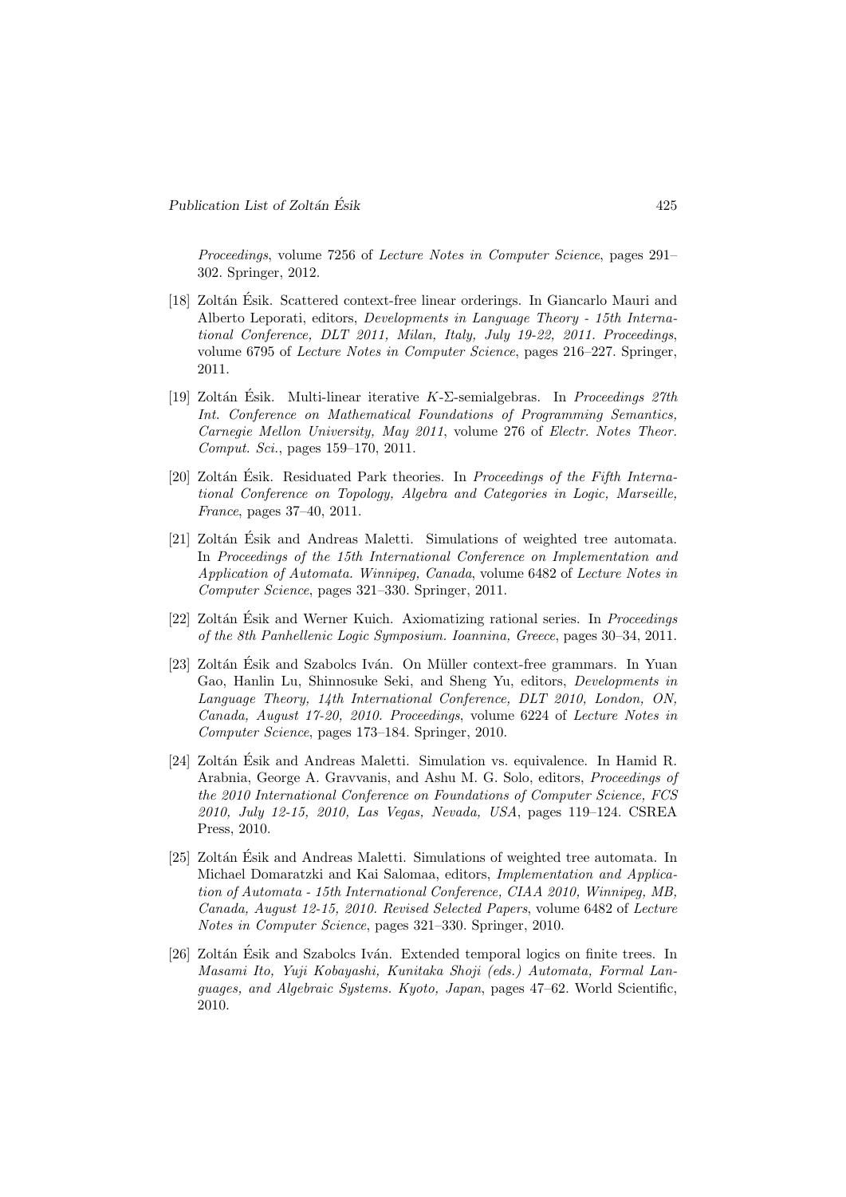*Proceedings*, volume 7256 of *Lecture Notes in Computer Science*, pages 291–302. Springer, 2012.

[18] Zoltán Ésik. Scattered context-free linear orderings. In Giancarlo Mauri and Alberto Leporati, editors, *Developments in Language Theory - 15th International Conference, DLT 2011, Milan, Italy, July 19-22, 2011. Proceedings*, volume 6795 of *Lecture Notes in Computer Science*, pages 216–227. Springer, 2011.

[19] Zoltán Ésik. Multi-linear iterative $K$-$\Sigma$-semialgebras. In *Proceedings 27th Int. Conference on Mathematical Foundations of Programming Semantics, Carnegie Mellon University, May 2011*, volume 276 of *Electr. Notes Theor. Comput. Sci.*, pages 159–170, 2011.

[20] Zoltán Ésik. Residuated Park theories. In *Proceedings of the Fifth International Conference on Topology, Algebra and Categories in Logic, Marseille, France*, pages 37–40, 2011.

[21] Zoltán Ésik and Andreas Maletti. Simulations of weighted tree automata. In *Proceedings of the 15th International Conference on Implementation and Application of Automata. Winnipeg, Canada*, volume 6482 of *Lecture Notes in Computer Science*, pages 321–330. Springer, 2011.

[22] Zoltán Ésik and Werner Kuich. Axiomatizing rational series. In *Proceedings of the 8th Panhellenic Logic Symposium. Ioannina, Greece*, pages 30–34, 2011.

[23] Zoltán Ésik and Szabolcs Iván. On Müller context-free grammars. In Yuan Gao, Hanlin Lu, Shinnosuke Seki, and Sheng Yu, editors, *Developments in Language Theory, 14th International Conference, DLT 2010, London, ON, Canada, August 17-20, 2010. Proceedings*, volume 6224 of *Lecture Notes in Computer Science*, pages 173–184. Springer, 2010.

[24] Zoltán Ésik and Andreas Maletti. Simulation vs. equivalence. In Hamid R. Arabnia, George A. Gravvanis, and Ashu M. G. Solo, editors, *Proceedings of the 2010 International Conference on Foundations of Computer Science, FCS 2010, July 12-15, 2010, Las Vegas, Nevada, USA*, pages 119–124. CSREA Press, 2010.

[25] Zoltán Ésik and Andreas Maletti. Simulations of weighted tree automata. In Michael Domaratzki and Kai Salomaa, editors, *Implementation and Application of Automata - 15th International Conference, CIAA 2010, Winnipeg, MB, Canada, August 12-15, 2010. Revised Selected Papers*, volume 6482 of *Lecture Notes in Computer Science*, pages 321–330. Springer, 2010.

[26] Zoltán Ésik and Szabolcs Iván. Extended temporal logics on finite trees. In *Masami Ito, Yuji Kobayashi, Kunitaka Shoji (eds.) Automata, Formal Languages, and Algebraic Systems. Kyoto, Japan*, pages 47–62. World Scientific, 2010.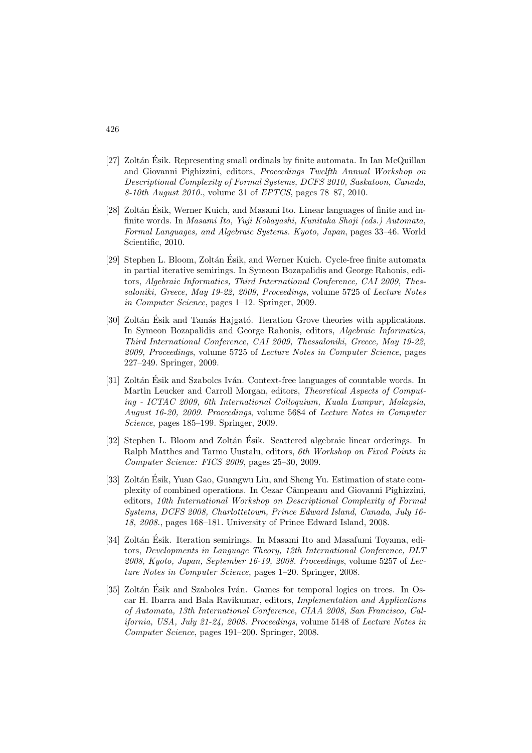[27] Zoltán Ésik. Representing small ordinals by finite automata. In Ian McQuillan and Giovanni Pighizzini, editors, *Proceedings Twelfth Annual Workshop on Descriptional Complexity of Formal Systems, DCFS 2010, Saskatoon, Canada, 8-10th August 2010.*, volume 31 of *EPTCS*, pages 78–87, 2010.

[28] Zoltán Ésik, Werner Kuich, and Masami Ito. Linear languages of finite and infinite words. In *Masami Ito, Yuji Kobayashi, Kunitaka Shoji (eds.) Automata, Formal Languages, and Algebraic Systems. Kyoto, Japan*, pages 33–46. World Scientific, 2010.

[29] Stephen L. Bloom, Zoltán Ésik, and Werner Kuich. Cycle-free finite automata in partial iterative semirings. In Symeon Bozapalidis and George Rahonis, editors, *Algebraic Informatics, Third International Conference, CAI 2009, Thessaloniki, Greece, May 19-22, 2009, Proceedings*, volume 5725 of *Lecture Notes in Computer Science*, pages 1–12. Springer, 2009.

[30] Zoltán Ésik and Tamás Hajgató. Iteration Grove theories with applications. In Symeon Bozapalidis and George Rahonis, editors, *Algebraic Informatics, Third International Conference, CAI 2009, Thessaloniki, Greece, May 19-22, 2009, Proceedings*, volume 5725 of *Lecture Notes in Computer Science*, pages 227–249. Springer, 2009.

[31] Zoltán Ésik and Szabolcs Iván. Context-free languages of countable words. In Martin Leucker and Carroll Morgan, editors, *Theoretical Aspects of Computing - ICTAC 2009, 6th International Colloquium, Kuala Lumpur, Malaysia, August 16-20, 2009. Proceedings*, volume 5684 of *Lecture Notes in Computer Science*, pages 185–199. Springer, 2009.

[32] Stephen L. Bloom and Zoltán Ésik. Scattered algebraic linear orderings. In Ralph Matthes and Tarmo Uustalu, editors, *6th Workshop on Fixed Points in Computer Science: FICS 2009*, pages 25–30, 2009.

[33] Zoltán Ésik, Yuan Gao, Guangwu Liu, and Sheng Yu. Estimation of state complexity of combined operations. In Cezar Câmpeanu and Giovanni Pighizzini, editors, *10th International Workshop on Descriptional Complexity of Formal Systems, DCFS 2008, Charlottetown, Prince Edward Island, Canada, July 16-18, 2008.*, pages 168–181. University of Prince Edward Island, 2008.

[34] Zoltán Ésik. Iteration semirings. In Masami Ito and Masafumi Toyama, editors, *Developments in Language Theory, 12th International Conference, DLT 2008, Kyoto, Japan, September 16-19, 2008. Proceedings*, volume 5257 of *Lecture Notes in Computer Science*, pages 1–20. Springer, 2008.

[35] Zoltán Ésik and Szabolcs Iván. Games for temporal logics on trees. In Oscar H. Ibarra and Bala Ravikumar, editors, *Implementation and Applications of Automata, 13th International Conference, CIAA 2008, San Francisco, California, USA, July 21-24, 2008. Proceedings*, volume 5148 of *Lecture Notes in Computer Science*, pages 191–200. Springer, 2008.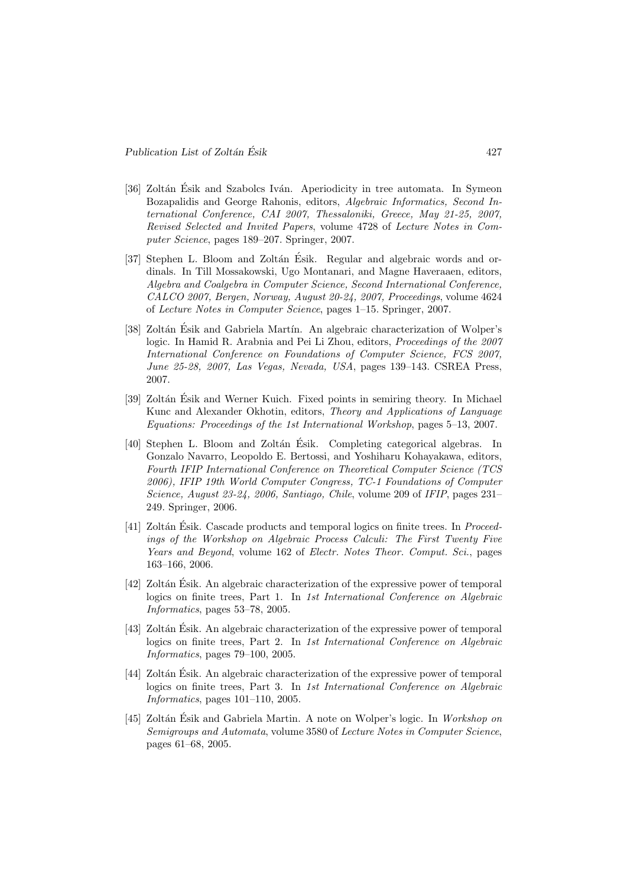[36] Zoltán Ésik and Szabolcs Iván. Aperiodicity in tree automata. In Symeon Bozapalidis and George Rahonis, editors, *Algebraic Informatics, Second International Conference, CAI 2007, Thessaloniki, Greece, May 21-25, 2007, Revised Selected and Invited Papers*, volume 4728 of *Lecture Notes in Computer Science*, pages 189–207. Springer, 2007.

[37] Stephen L. Bloom and Zoltán Ésik. Regular and algebraic words and ordinals. In Till Mossakowski, Ugo Montanari, and Magne Haveraaen, editors, *Algebra and Coalgebra in Computer Science, Second International Conference, CALCO 2007, Bergen, Norway, August 20-24, 2007, Proceedings*, volume 4624 of *Lecture Notes in Computer Science*, pages 1–15. Springer, 2007.

[38] Zoltán Ésik and Gabriela Martín. An algebraic characterization of Wolper's logic. In Hamid R. Arabnia and Pei Li Zhou, editors, *Proceedings of the 2007 International Conference on Foundations of Computer Science, FCS 2007, June 25-28, 2007, Las Vegas, Nevada, USA*, pages 139–143. CSREA Press, 2007.

[39] Zoltán Ésik and Werner Kuich. Fixed points in semiring theory. In Michael Kunc and Alexander Okhotin, editors, *Theory and Applications of Language Equations: Proceedings of the 1st International Workshop*, pages 5–13, 2007.

[40] Stephen L. Bloom and Zoltán Ésik. Completing categorical algebras. In Gonzalo Navarro, Leopoldo E. Bertossi, and Yoshiharu Kohayakawa, editors, *Fourth IFIP International Conference on Theoretical Computer Science (TCS 2006), IFIP 19th World Computer Congress, TC-1 Foundations of Computer Science, August 23-24, 2006, Santiago, Chile*, volume 209 of *IFIP*, pages 231–249. Springer, 2006.

[41] Zoltán Ésik. Cascade products and temporal logics on finite trees. In *Proceedings of the Workshop on Algebraic Process Calculi: The First Twenty Five Years and Beyond*, volume 162 of *Electr. Notes Theor. Comput. Sci.*, pages 163–166, 2006.

[42] Zoltán Ésik. An algebraic characterization of the expressive power of temporal logics on finite trees, Part 1. In *1st International Conference on Algebraic Informatics*, pages 53–78, 2005.

[43] Zoltán Ésik. An algebraic characterization of the expressive power of temporal logics on finite trees, Part 2. In *1st International Conference on Algebraic Informatics*, pages 79–100, 2005.

[44] Zoltán Ésik. An algebraic characterization of the expressive power of temporal logics on finite trees, Part 3. In *1st International Conference on Algebraic Informatics*, pages 101–110, 2005.

[45] Zoltán Ésik and Gabriela Martin. A note on Wolper's logic. In *Workshop on Semigroups and Automata*, volume 3580 of *Lecture Notes in Computer Science*, pages 61–68, 2005.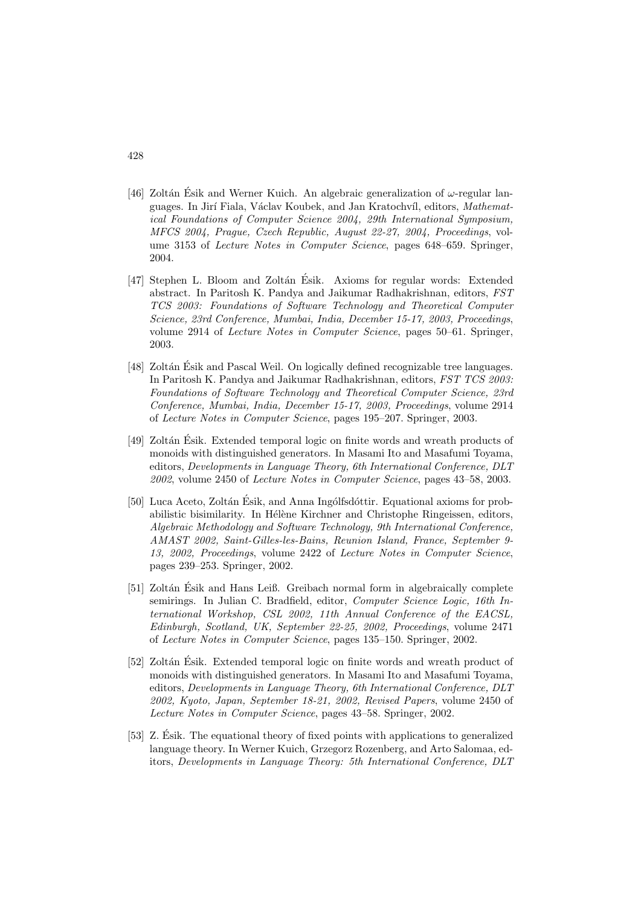[46] Zoltán Ésik and Werner Kuich. An algebraic generalization of $\omega$-regular languages. In Jirí Fiala, Václav Koubek, and Jan Kratochvíl, editors, *Mathematical Foundations of Computer Science 2004, 29th International Symposium, MFCS 2004, Prague, Czech Republic, August 22-27, 2004, Proceedings*, volume 3153 of *Lecture Notes in Computer Science*, pages 648–659. Springer, 2004.

[47] Stephen L. Bloom and Zoltán Ésik. Axioms for regular words: Extended abstract. In Paritosh K. Pandya and Jaikumar Radhakrishnan, editors, *FST TCS 2003: Foundations of Software Technology and Theoretical Computer Science, 23rd Conference, Mumbai, India, December 15-17, 2003, Proceedings*, volume 2914 of *Lecture Notes in Computer Science*, pages 50–61. Springer, 2003.

[48] Zoltán Ésik and Pascal Weil. On logically defined recognizable tree languages. In Paritosh K. Pandya and Jaikumar Radhakrishnan, editors, *FST TCS 2003: Foundations of Software Technology and Theoretical Computer Science, 23rd Conference, Mumbai, India, December 15-17, 2003, Proceedings*, volume 2914 of *Lecture Notes in Computer Science*, pages 195–207. Springer, 2003.

[49] Zoltán Ésik. Extended temporal logic on finite words and wreath products of monoids with distinguished generators. In Masami Ito and Masafumi Toyama, editors, *Developments in Language Theory, 6th International Conference, DLT 2002*, volume 2450 of *Lecture Notes in Computer Science*, pages 43–58, 2003.

[50] Luca Aceto, Zoltán Ésik, and Anna Ingólfsdóttir. Equational axioms for probabilistic bisimilarity. In Hélène Kirchner and Christophe Ringeissen, editors, *Algebraic Methodology and Software Technology, 9th International Conference, AMAST 2002, Saint-Gilles-les-Bains, Reunion Island, France, September 9-13, 2002, Proceedings*, volume 2422 of *Lecture Notes in Computer Science*, pages 239–253. Springer, 2002.

[51] Zoltán Ésik and Hans Leiß. Greibach normal form in algebraically complete semirings. In Julian C. Bradfield, editor, *Computer Science Logic, 16th International Workshop, CSL 2002, 11th Annual Conference of the EACSL, Edinburgh, Scotland, UK, September 22-25, 2002, Proceedings*, volume 2471 of *Lecture Notes in Computer Science*, pages 135–150. Springer, 2002.

[52] Zoltán Ésik. Extended temporal logic on finite words and wreath product of monoids with distinguished generators. In Masami Ito and Masafumi Toyama, editors, *Developments in Language Theory, 6th International Conference, DLT 2002, Kyoto, Japan, September 18-21, 2002, Revised Papers*, volume 2450 of *Lecture Notes in Computer Science*, pages 43–58. Springer, 2002.

[53] Z. Ésik. The equational theory of fixed points with applications to generalized language theory. In Werner Kuich, Grzegorz Rozenberg, and Arto Salomaa, editors, *Developments in Language Theory: 5th International Conference, DLT*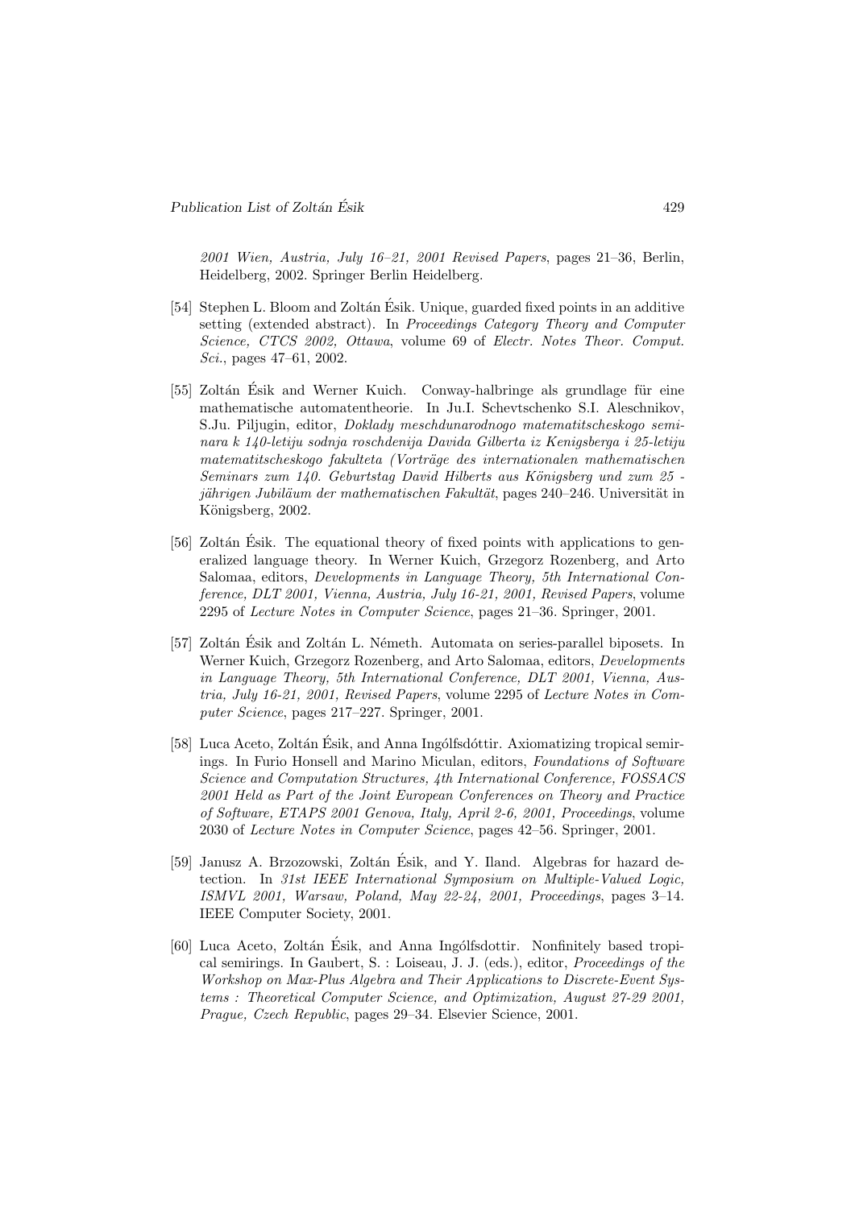*2001 Wien, Austria, July 16–21, 2001 Revised Papers*, pages 21–36, Berlin, Heidelberg, 2002. Springer Berlin Heidelberg.

[54] Stephen L. Bloom and Zoltán Ésik. Unique, guarded fixed points in an additive setting (extended abstract). In *Proceedings Category Theory and Computer Science, CTCS 2002, Ottawa*, volume 69 of *Electr. Notes Theor. Comput. Sci.*, pages 47–61, 2002.

[55] Zoltán Ésik and Werner Kuich. Conway-halbringe als grundlage für eine mathematische automatentheorie. In Ju.I. Schevtschenko S.I. Aleschnikov, S.Ju. Piljugin, editor, *Doklady meschdunarodnogo matematitscheskogo seminara k 140-letiju sodnja roschdenija Davida Gilberta iz Kenigsberga i 25-letiju matematitscheskogo fakulteta (Vorträge des internationalen mathematischen Seminars zum 140. Geburtstag David Hilberts aus Königsberg und zum 25 - jährigen Jubiläum der mathematischen Fakultät*, pages 240–246. Universität in Königsberg, 2002.

[56] Zoltán Ésik. The equational theory of fixed points with applications to generalized language theory. In Werner Kuich, Grzegorz Rozenberg, and Arto Salomaa, editors, *Developments in Language Theory, 5th International Conference, DLT 2001, Vienna, Austria, July 16-21, 2001, Revised Papers*, volume 2295 of *Lecture Notes in Computer Science*, pages 21–36. Springer, 2001.

[57] Zoltán Ésik and Zoltán L. Németh. Automata on series-parallel biposets. In Werner Kuich, Grzegorz Rozenberg, and Arto Salomaa, editors, *Developments in Language Theory, 5th International Conference, DLT 2001, Vienna, Austria, July 16-21, 2001, Revised Papers*, volume 2295 of *Lecture Notes in Computer Science*, pages 217–227. Springer, 2001.

[58] Luca Aceto, Zoltán Ésik, and Anna Ingólfsdóttir. Axiomatizing tropical semirings. In Furio Honsell and Marino Miculan, editors, *Foundations of Software Science and Computation Structures, 4th International Conference, FOSSACS 2001 Held as Part of the Joint European Conferences on Theory and Practice of Software, ETAPS 2001 Genova, Italy, April 2-6, 2001, Proceedings*, volume 2030 of *Lecture Notes in Computer Science*, pages 42–56. Springer, 2001.

[59] Janusz A. Brzozowski, Zoltán Ésik, and Y. Iland. Algebras for hazard detection. In *31st IEEE International Symposium on Multiple-Valued Logic, ISMVL 2001, Warsaw, Poland, May 22-24, 2001, Proceedings*, pages 3–14. IEEE Computer Society, 2001.

[60] Luca Aceto, Zoltán Ésik, and Anna Ingólfsdottir. Nonfinitely based tropical semirings. In Gaubert, S. : Loiseau, J. J. (eds.), editor, *Proceedings of the Workshop on Max-Plus Algebra and Their Applications to Discrete-Event Systems : Theoretical Computer Science, and Optimization, August 27-29 2001, Prague, Czech Republic*, pages 29–34. Elsevier Science, 2001.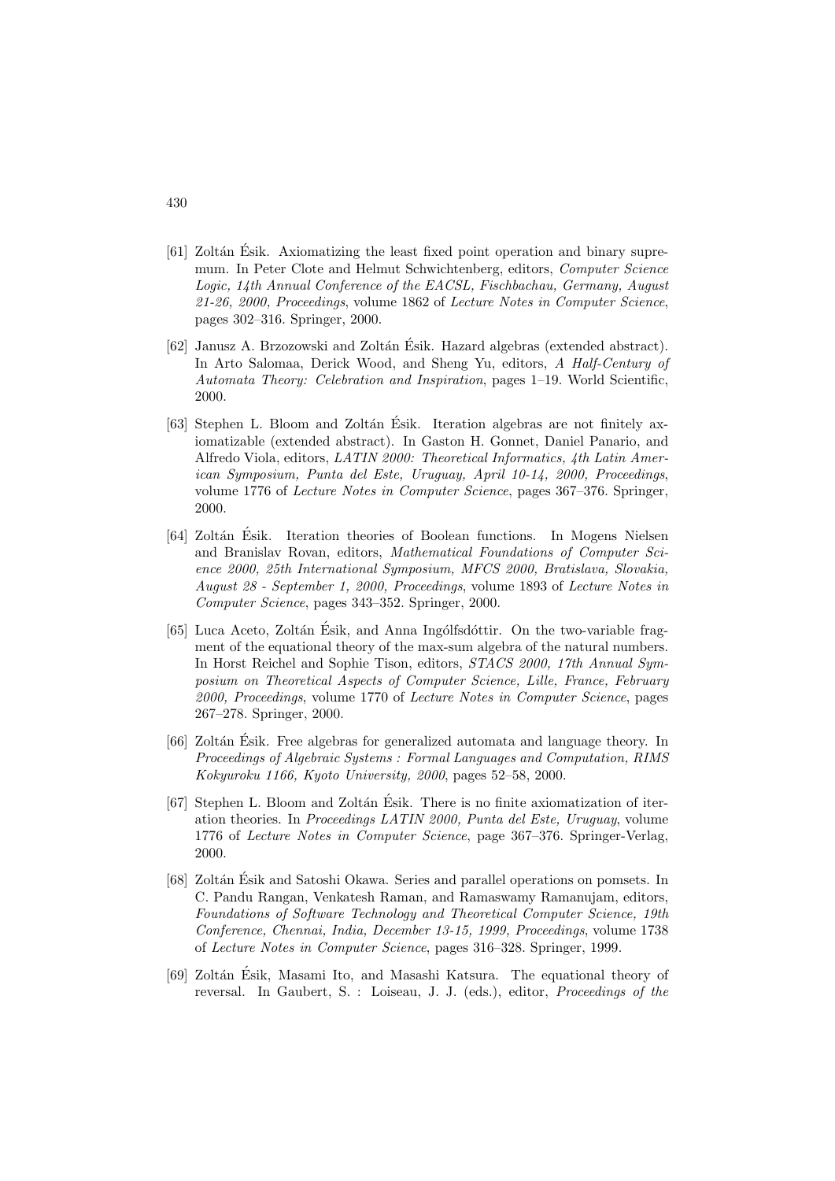[61] Zoltán Ésik. Axiomatizing the least fixed point operation and binary supremum. In Peter Clote and Helmut Schwichtenberg, editors, *Computer Science Logic, 14th Annual Conference of the EACSL, Fischbachau, Germany, August 21-26, 2000, Proceedings*, volume 1862 of *Lecture Notes in Computer Science*, pages 302–316. Springer, 2000.

[62] Janusz A. Brzozowski and Zoltán Ésik. Hazard algebras (extended abstract). In Arto Salomaa, Derick Wood, and Sheng Yu, editors, *A Half-Century of Automata Theory: Celebration and Inspiration*, pages 1–19. World Scientific, 2000.

[63] Stephen L. Bloom and Zoltán Ésik. Iteration algebras are not finitely axiomatizable (extended abstract). In Gaston H. Gonnet, Daniel Panario, and Alfredo Viola, editors, *LATIN 2000: Theoretical Informatics, 4th Latin American Symposium, Punta del Este, Uruguay, April 10-14, 2000, Proceedings*, volume 1776 of *Lecture Notes in Computer Science*, pages 367–376. Springer, 2000.

[64] Zoltán Ésik. Iteration theories of Boolean functions. In Mogens Nielsen and Branislav Rovan, editors, *Mathematical Foundations of Computer Science 2000, 25th International Symposium, MFCS 2000, Bratislava, Slovakia, August 28 - September 1, 2000, Proceedings*, volume 1893 of *Lecture Notes in Computer Science*, pages 343–352. Springer, 2000.

[65] Luca Aceto, Zoltán Ésik, and Anna Ingólfsdóttir. On the two-variable fragment of the equational theory of the max-sum algebra of the natural numbers. In Horst Reichel and Sophie Tison, editors, *STACS 2000, 17th Annual Symposium on Theoretical Aspects of Computer Science, Lille, France, February 2000, Proceedings*, volume 1770 of *Lecture Notes in Computer Science*, pages 267–278. Springer, 2000.

[66] Zoltán Ésik. Free algebras for generalized automata and language theory. In *Proceedings of Algebraic Systems : Formal Languages and Computation, RIMS Kokyuroku 1166, Kyoto University, 2000*, pages 52–58, 2000.

[67] Stephen L. Bloom and Zoltán Ésik. There is no finite axiomatization of iteration theories. In *Proceedings LATIN 2000, Punta del Este, Uruguay*, volume 1776 of *Lecture Notes in Computer Science*, page 367–376. Springer-Verlag, 2000.

[68] Zoltán Ésik and Satoshi Okawa. Series and parallel operations on pomsets. In C. Pandu Rangan, Venkatesh Raman, and Ramaswamy Ramanujam, editors, *Foundations of Software Technology and Theoretical Computer Science, 19th Conference, Chennai, India, December 13-15, 1999, Proceedings*, volume 1738 of *Lecture Notes in Computer Science*, pages 316–328. Springer, 1999.

[69] Zoltán Ésik, Masami Ito, and Masashi Katsura. The equational theory of reversal. In Gaubert, S. : Loiseau, J. J. (eds.), editor, *Proceedings of the*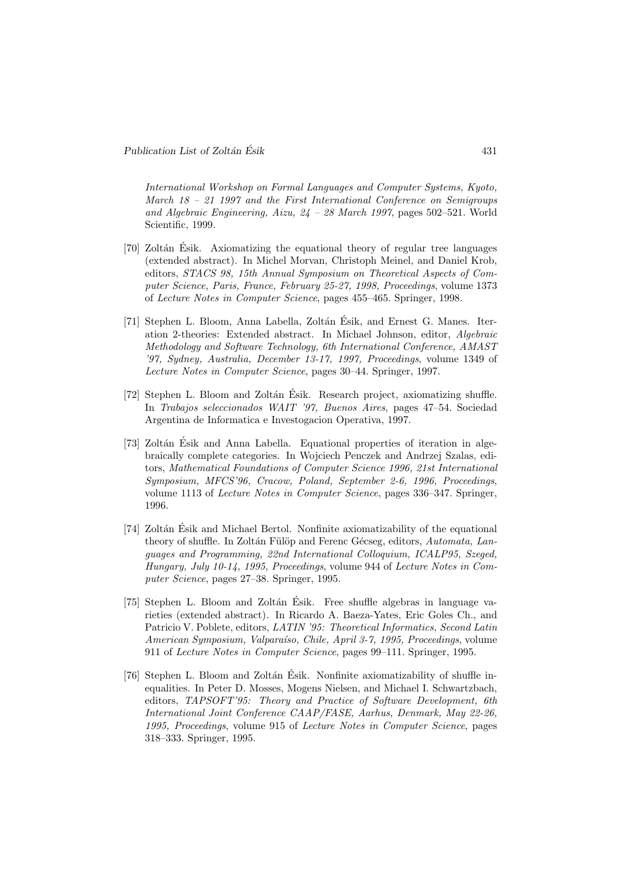*International Workshop on Formal Languages and Computer Systems, Kyoto, March 18 – 21 1997 and the First International Conference on Semigroups and Algebraic Engineering, Aizu, 24 – 28 March 1997*, pages 502–521. World Scientific, 1999.

[70] Zoltán Ésik. Axiomatizing the equational theory of regular tree languages (extended abstract). In Michel Morvan, Christoph Meinel, and Daniel Krob, editors, *STACS 98, 15th Annual Symposium on Theoretical Aspects of Computer Science, Paris, France, February 25-27, 1998, Proceedings*, volume 1373 of *Lecture Notes in Computer Science*, pages 455–465. Springer, 1998.

[71] Stephen L. Bloom, Anna Labella, Zoltán Ésik, and Ernest G. Manes. Iteration 2-theories: Extended abstract. In Michael Johnson, editor, *Algebraic Methodology and Software Technology, 6th International Conference, AMAST '97, Sydney, Australia, December 13-17, 1997, Proceedings*, volume 1349 of *Lecture Notes in Computer Science*, pages 30–44. Springer, 1997.

[72] Stephen L. Bloom and Zoltán Ésik. Research project, axiomatizing shuffle. In *Trabajos seleccionados WAIT '97, Buenos Aires*, pages 47–54. Sociedad Argentina de Informatica e Investogacion Operativa, 1997.

[73] Zoltán Ésik and Anna Labella. Equational properties of iteration in algebraically complete categories. In Wojciech Penczek and Andrzej Szalas, editors, *Mathematical Foundations of Computer Science 1996, 21st International Symposium, MFCS'96, Cracow, Poland, September 2-6, 1996, Proceedings*, volume 1113 of *Lecture Notes in Computer Science*, pages 336–347. Springer, 1996.

[74] Zoltán Ésik and Michael Bertol. Nonfinite axiomatizability of the equational theory of shuffle. In Zoltán Fülöp and Ferenc Gécseg, editors, *Automata, Languages and Programming, 22nd International Colloquium, ICALP95, Szeged, Hungary, July 10-14, 1995, Proceedings*, volume 944 of *Lecture Notes in Computer Science*, pages 27–38. Springer, 1995.

[75] Stephen L. Bloom and Zoltán Ésik. Free shuffle algebras in language varieties (extended abstract). In Ricardo A. Baeza-Yates, Eric Goles Ch., and Patricio V. Poblete, editors, *LATIN '95: Theoretical Informatics, Second Latin American Symposium, Valparaíso, Chile, April 3-7, 1995, Proceedings*, volume 911 of *Lecture Notes in Computer Science*, pages 99–111. Springer, 1995.

[76] Stephen L. Bloom and Zoltán Ésik. Nonfinite axiomatizability of shuffle inequalities. In Peter D. Mosses, Mogens Nielsen, and Michael I. Schwartzbach, editors, *TAPSOFT'95: Theory and Practice of Software Development, 6th International Joint Conference CAAP/FASE, Aarhus, Denmark, May 22-26, 1995, Proceedings*, volume 915 of *Lecture Notes in Computer Science*, pages 318–333. Springer, 1995.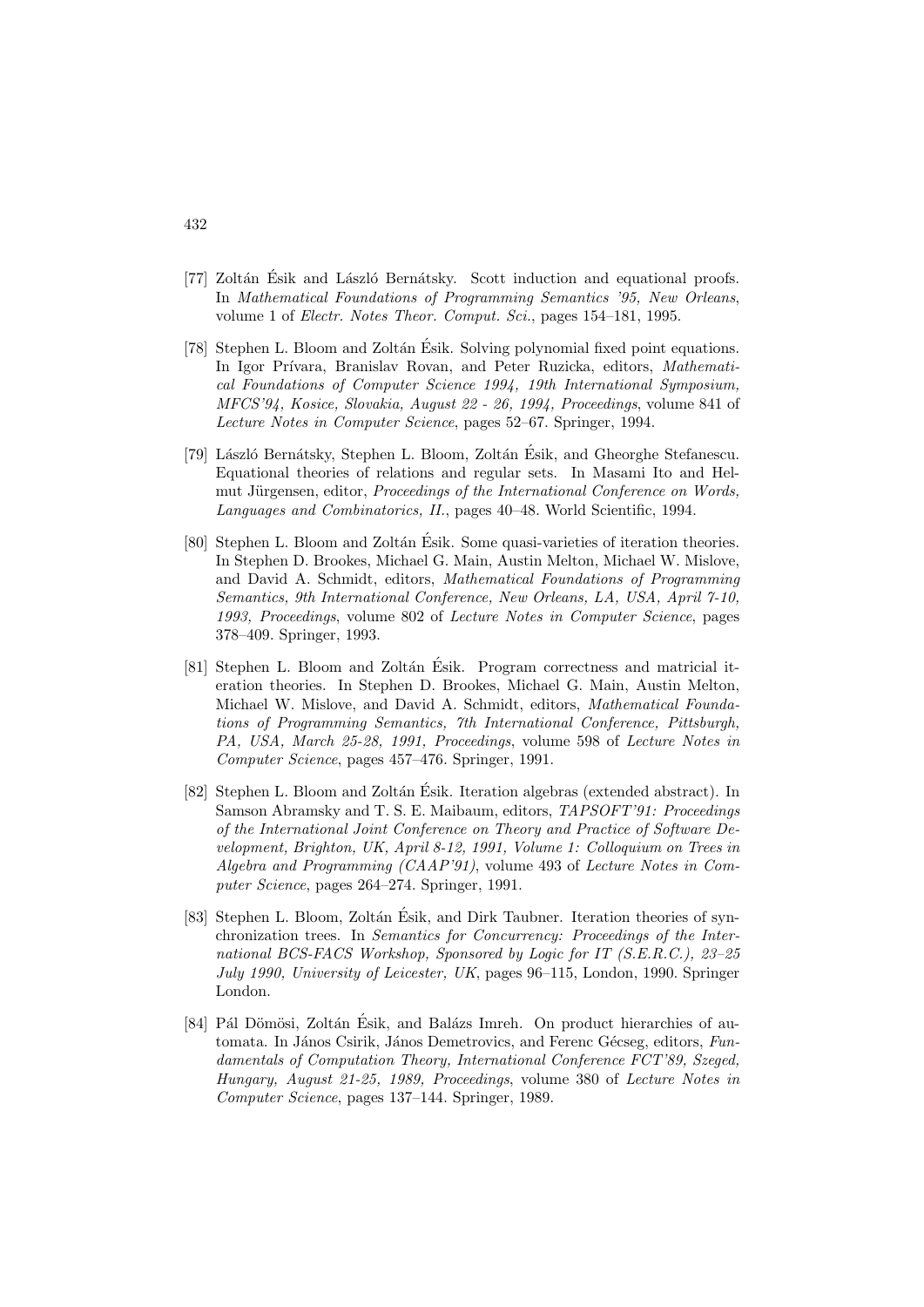[77] Zoltán Ésik and László Bernátsky. Scott induction and equational proofs. In *Mathematical Foundations of Programming Semantics '95, New Orleans*, volume 1 of *Electr. Notes Theor. Comput. Sci.*, pages 154–181, 1995.

[78] Stephen L. Bloom and Zoltán Ésik. Solving polynomial fixed point equations. In Igor Prívara, Branislav Rovan, and Peter Ruzicka, editors, *Mathematical Foundations of Computer Science 1994, 19th International Symposium, MFCS'94, Kosice, Slovakia, August 22 - 26, 1994, Proceedings*, volume 841 of *Lecture Notes in Computer Science*, pages 52–67. Springer, 1994.

[79] László Bernátsky, Stephen L. Bloom, Zoltán Ésik, and Gheorghe Stefanescu. Equational theories of relations and regular sets. In Masami Ito and Helmut Jürgensen, editor, *Proceedings of the International Conference on Words, Languages and Combinatorics, II.*, pages 40–48. World Scientific, 1994.

[80] Stephen L. Bloom and Zoltán Ésik. Some quasi-varieties of iteration theories. In Stephen D. Brookes, Michael G. Main, Austin Melton, Michael W. Mislove, and David A. Schmidt, editors, *Mathematical Foundations of Programming Semantics, 9th International Conference, New Orleans, LA, USA, April 7-10, 1993, Proceedings*, volume 802 of *Lecture Notes in Computer Science*, pages 378–409. Springer, 1993.

[81] Stephen L. Bloom and Zoltán Ésik. Program correctness and matricial iteration theories. In Stephen D. Brookes, Michael G. Main, Austin Melton, Michael W. Mislove, and David A. Schmidt, editors, *Mathematical Foundations of Programming Semantics, 7th International Conference, Pittsburgh, PA, USA, March 25-28, 1991, Proceedings*, volume 598 of *Lecture Notes in Computer Science*, pages 457–476. Springer, 1991.

[82] Stephen L. Bloom and Zoltán Ésik. Iteration algebras (extended abstract). In Samson Abramsky and T. S. E. Maibaum, editors, *TAPSOFT'91: Proceedings of the International Joint Conference on Theory and Practice of Software Development, Brighton, UK, April 8-12, 1991, Volume 1: Colloquium on Trees in Algebra and Programming (CAAP'91)*, volume 493 of *Lecture Notes in Computer Science*, pages 264–274. Springer, 1991.

[83] Stephen L. Bloom, Zoltán Ésik, and Dirk Taubner. Iteration theories of synchronization trees. In *Semantics for Concurrency: Proceedings of the International BCS-FACS Workshop, Sponsored by Logic for IT (S.E.R.C.), 23–25 July 1990, University of Leicester, UK*, pages 96–115, London, 1990. Springer London.

[84] Pál Dömösi, Zoltán Ésik, and Balázs Imreh. On product hierarchies of automata. In János Csirik, János Demetrovics, and Ferenc Gécseg, editors, *Fundamentals of Computation Theory, International Conference FCT'89, Szeged, Hungary, August 21-25, 1989, Proceedings*, volume 380 of *Lecture Notes in Computer Science*, pages 137–144. Springer, 1989.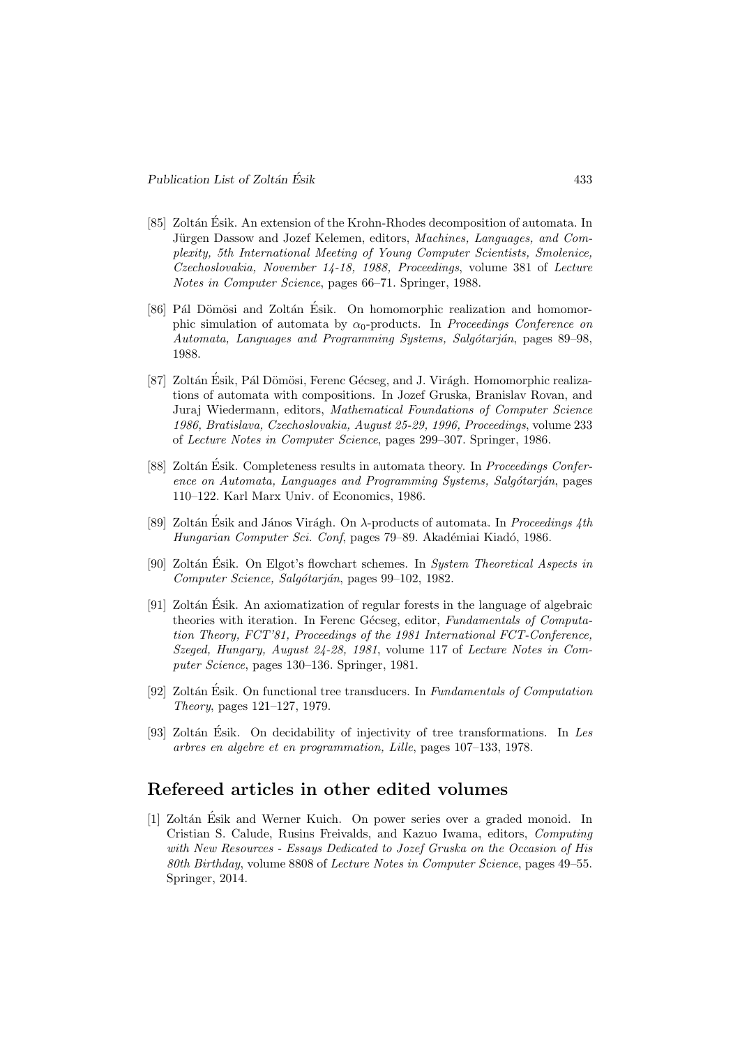[85] Zoltán Ésik. An extension of the Krohn-Rhodes decomposition of automata. In Jürgen Dassow and Jozef Kelemen, editors, *Machines, Languages, and Complexity, 5th International Meeting of Young Computer Scientists, Smolenice, Czechoslovakia, November 14-18, 1988, Proceedings*, volume 381 of *Lecture Notes in Computer Science*, pages 66–71. Springer, 1988.

[86] Pál Dömösi and Zoltán Ésik. On homomorphic realization and homomorphic simulation of automata by $\alpha_0$-products. In *Proceedings Conference on Automata, Languages and Programming Systems, Salgótarján*, pages 89–98, 1988.

[87] Zoltán Ésik, Pál Dömösi, Ferenc Gécseg, and J. Virágh. Homomorphic realizations of automata with compositions. In Jozef Gruska, Branislav Rovan, and Juraj Wiedermann, editors, *Mathematical Foundations of Computer Science 1986, Bratislava, Czechoslovakia, August 25-29, 1996, Proceedings*, volume 233 of *Lecture Notes in Computer Science*, pages 299–307. Springer, 1986.

[88] Zoltán Ésik. Completeness results in automata theory. In *Proceedings Conference on Automata, Languages and Programming Systems, Salgótarján*, pages 110–122. Karl Marx Univ. of Economics, 1986.

[89] Zoltán Ésik and János Virágh. On $\lambda$-products of automata. In *Proceedings 4th Hungarian Computer Sci. Conf*, pages 79–89. Akadémiai Kiadó, 1986.

[90] Zoltán Ésik. On Elgot's flowchart schemes. In *System Theoretical Aspects in Computer Science, Salgótarján*, pages 99–102, 1982.

[91] Zoltán Ésik. An axiomatization of regular forests in the language of algebraic theories with iteration. In Ferenc Gécseg, editor, *Fundamentals of Computation Theory, FCT'81, Proceedings of the 1981 International FCT-Conference, Szeged, Hungary, August 24-28, 1981*, volume 117 of *Lecture Notes in Computer Science*, pages 130–136. Springer, 1981.

[92] Zoltán Ésik. On functional tree transducers. In *Fundamentals of Computation Theory*, pages 121–127, 1979.

[93] Zoltán Ésik. On decidability of injectivity of tree transformations. In *Les arbres en algebre et en programmation, Lille*, pages 107–133, 1978.

## Refereed articles in other edited volumes

[1] Zoltán Ésik and Werner Kuich. On power series over a graded monoid. In Cristian S. Calude, Rusins Freivalds, and Kazuo Iwama, editors, *Computing with New Resources - Essays Dedicated to Jozef Gruska on the Occasion of His 80th Birthday*, volume 8808 of *Lecture Notes in Computer Science*, pages 49–55. Springer, 2014.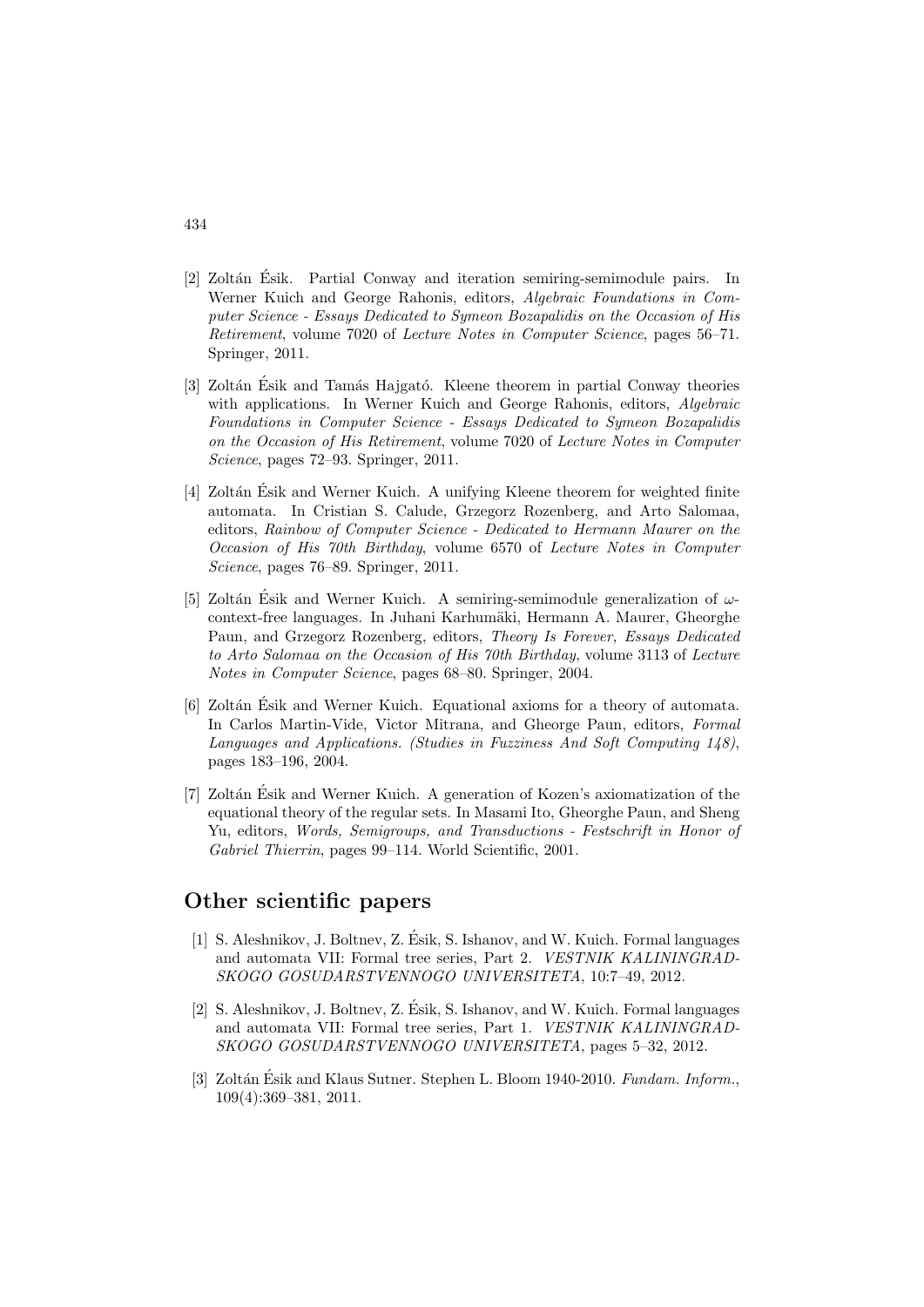[2] Zoltán Ésik. Partial Conway and iteration semiring-semimodule pairs. In Werner Kuich and George Rahonis, editors, *Algebraic Foundations in Computer Science - Essays Dedicated to Symeon Bozapalidis on the Occasion of His Retirement*, volume 7020 of *Lecture Notes in Computer Science*, pages 56–71. Springer, 2011.

[3] Zoltán Ésik and Tamás Hajgató. Kleene theorem in partial Conway theories with applications. In Werner Kuich and George Rahonis, editors, *Algebraic Foundations in Computer Science - Essays Dedicated to Symeon Bozapalidis on the Occasion of His Retirement*, volume 7020 of *Lecture Notes in Computer Science*, pages 72–93. Springer, 2011.

[4] Zoltán Ésik and Werner Kuich. A unifying Kleene theorem for weighted finite automata. In Cristian S. Calude, Grzegorz Rozenberg, and Arto Salomaa, editors, *Rainbow of Computer Science - Dedicated to Hermann Maurer on the Occasion of His 70th Birthday*, volume 6570 of *Lecture Notes in Computer Science*, pages 76–89. Springer, 2011.

[5] Zoltán Ésik and Werner Kuich. A semiring-semimodule generalization of $\omega$-context-free languages. In Juhani Karhumäki, Hermann A. Maurer, Gheorghe Paun, and Grzegorz Rozenberg, editors, *Theory Is Forever, Essays Dedicated to Arto Salomaa on the Occasion of His 70th Birthday*, volume 3113 of *Lecture Notes in Computer Science*, pages 68–80. Springer, 2004.

[6] Zoltán Ésik and Werner Kuich. Equational axioms for a theory of automata. In Carlos Martin-Vide, Victor Mitrana, and Gheorge Paun, editors, *Formal Languages and Applications. (Studies in Fuzziness And Soft Computing 148)*, pages 183–196, 2004.

[7] Zoltán Ésik and Werner Kuich. A generation of Kozen's axiomatization of the equational theory of the regular sets. In Masami Ito, Gheorghe Paun, and Sheng Yu, editors, *Words, Semigroups, and Transductions - Festschrift in Honor of Gabriel Thierrin*, pages 99–114. World Scientific, 2001.

## Other scientific papers

[1] S. Aleshnikov, J. Boltnev, Z. Ésik, S. Ishanov, and W. Kuich. Formal languages and automata VII: Formal tree series, Part 2. *VESTNIK KALININGRADSKOGO GOSUDARSTVENNOGO UNIVERSITETA*, 10:7–49, 2012.

[2] S. Aleshnikov, J. Boltnev, Z. Ésik, S. Ishanov, and W. Kuich. Formal languages and automata VII: Formal tree series, Part 1. *VESTNIK KALININGRADSKOGO GOSUDARSTVENNOGO UNIVERSITETA*, pages 5–32, 2012.

[3] Zoltán Ésik and Klaus Sutner. Stephen L. Bloom 1940-2010. *Fundam. Inform.*, 109(4):369–381, 2011.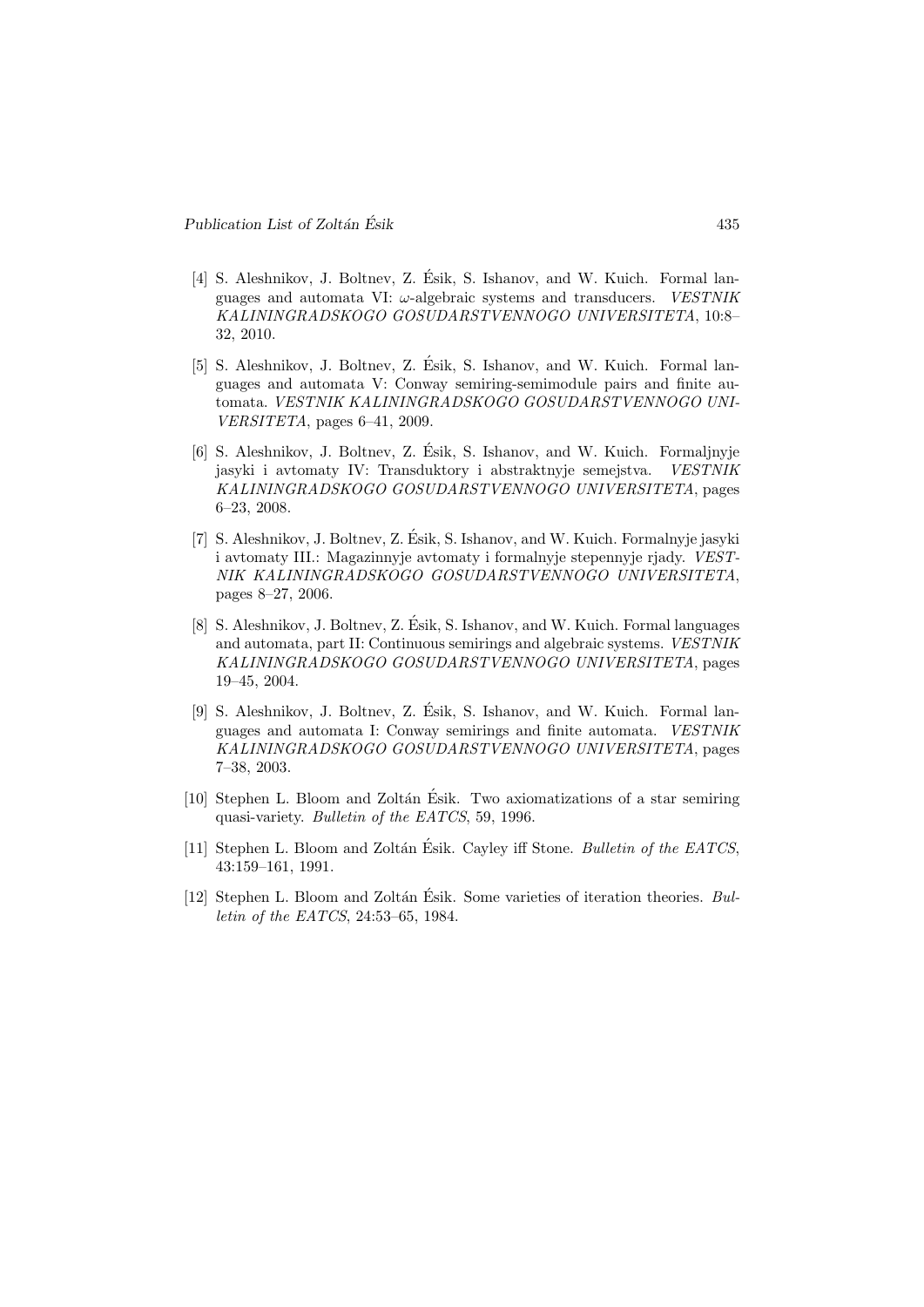[4] S. Aleshnikov, J. Boltnev, Z. Ésik, S. Ishanov, and W. Kuich. Formal languages and automata VI: $\omega$-algebraic systems and transducers. *VESTNIK KALININGRADSKOGO GOSUDARSTVENNOGO UNIVERSITETA*, 10:8–32, 2010.

[5] S. Aleshnikov, J. Boltnev, Z. Ésik, S. Ishanov, and W. Kuich. Formal languages and automata V: Conway semiring-semimodule pairs and finite automata. *VESTNIK KALININGRADSKOGO GOSUDARSTVENNOGO UNIVERSITETA*, pages 6–41, 2009.

[6] S. Aleshnikov, J. Boltnev, Z. Ésik, S. Ishanov, and W. Kuich. Formaljnyje jasyki i avtomaty IV: Transduktory i abstraktnyje semejstva. *VESTNIK KALININGRADSKOGO GOSUDARSTVENNOGO UNIVERSITETA*, pages 6–23, 2008.

[7] S. Aleshnikov, J. Boltnev, Z. Ésik, S. Ishanov, and W. Kuich. Formalnyje jasyki i avtomaty III.: Magazinnyje avtomaty i formalnyje stepennyje rjady. *VESTNIK KALININGRADSKOGO GOSUDARSTVENNOGO UNIVERSITETA*, pages 8–27, 2006.

[8] S. Aleshnikov, J. Boltnev, Z. Ésik, S. Ishanov, and W. Kuich. Formal languages and automata, part II: Continuous semirings and algebraic systems. *VESTNIK KALININGRADSKOGO GOSUDARSTVENNOGO UNIVERSITETA*, pages 19–45, 2004.

[9] S. Aleshnikov, J. Boltnev, Z. Ésik, S. Ishanov, and W. Kuich. Formal languages and automata I: Conway semirings and finite automata. *VESTNIK KALININGRADSKOGO GOSUDARSTVENNOGO UNIVERSITETA*, pages 7–38, 2003.

[10] Stephen L. Bloom and Zoltán Ésik. Two axiomatizations of a star semiring quasi-variety. *Bulletin of the EATCS*, 59, 1996.

[11] Stephen L. Bloom and Zoltán Ésik. Cayley iff Stone. *Bulletin of the EATCS*, 43:159–161, 1991.

[12] Stephen L. Bloom and Zoltán Ésik. Some varieties of iteration theories. *Bulletin of the EATCS*, 24:53–65, 1984.